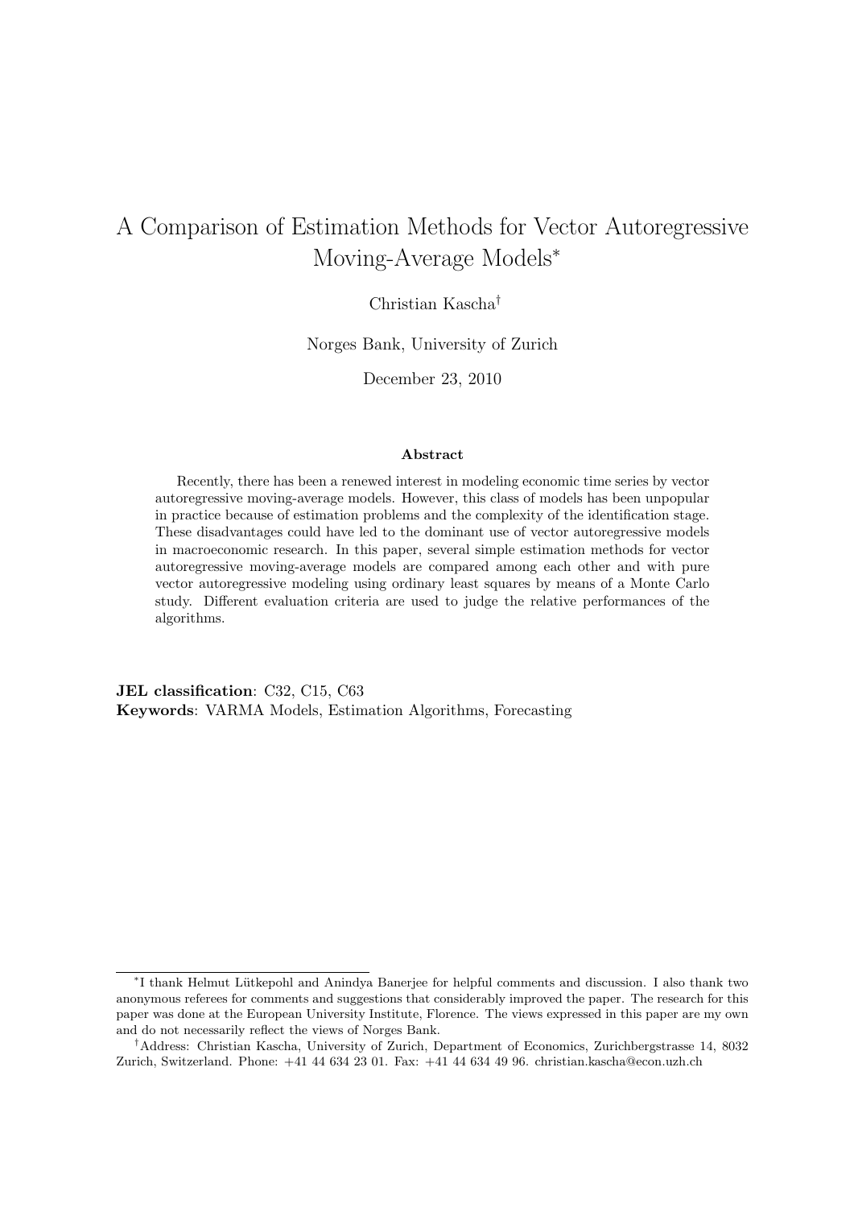# A Comparison of Estimation Methods for Vector Autoregressive Moving-Average Models*

Christian Kascha†

Norges Bank, University of Zurich

December 23, 2010

### Abstract

Recently, there has been a renewed interest in modeling economic time series by vector autoregressive moving-average models. However, this class of models has been unpopular in practice because of estimation problems and the complexity of the identification stage. These disadvantages could have led to the dominant use of vector autoregressive models in macroeconomic research. In this paper, several simple estimation methods for vector autoregressive moving-average models are compared among each other and with pure vector autoregressive modeling using ordinary least squares by means of a Monte Carlo study. Different evaluation criteria are used to judge the relative performances of the algorithms.

**JEL classification**: C32, C15, C63
**Keywords**: VARMA Models, Estimation Algorithms, Forecasting

---

*I thank Helmut Lütkepohl and Anindya Banerjee for helpful comments and discussion. I also thank two anonymous referees for comments and suggestions that considerably improved the paper. The research for this paper was done at the European University Institute, Florence. The views expressed in this paper are my own and do not necessarily reflect the views of Norges Bank.

†Address: Christian Kascha, University of Zurich, Department of Economics, Zurichbergstrasse 14, 8032 Zurich, Switzerland. Phone: +41 44 634 23 01. Fax: +41 44 634 49 96. christian.kascha@econ.uzh.ch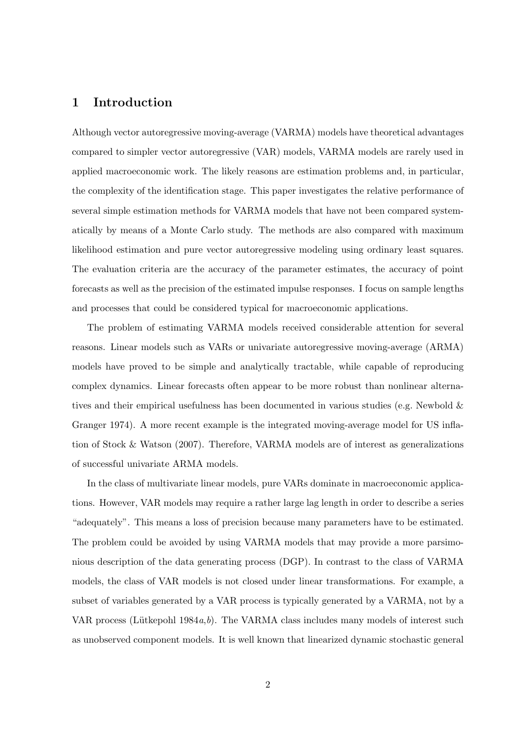## 1 Introduction

Although vector autoregressive moving-average (VARMA) models have theoretical advantages compared to simpler vector autoregressive (VAR) models, VARMA models are rarely used in applied macroeconomic work. The likely reasons are estimation problems and, in particular, the complexity of the identification stage. This paper investigates the relative performance of several simple estimation methods for VARMA models that have not been compared systematically by means of a Monte Carlo study. The methods are also compared with maximum likelihood estimation and pure vector autoregressive modeling using ordinary least squares. The evaluation criteria are the accuracy of the parameter estimates, the accuracy of point forecasts as well as the precision of the estimated impulse responses. I focus on sample lengths and processes that could be considered typical for macroeconomic applications.

The problem of estimating VARMA models received considerable attention for several reasons. Linear models such as VARs or univariate autoregressive moving-average (ARMA) models have proved to be simple and analytically tractable, while capable of reproducing complex dynamics. Linear forecasts often appear to be more robust than nonlinear alternatives and their empirical usefulness has been documented in various studies (e.g. Newbold & Granger 1974). A more recent example is the integrated moving-average model for US inflation of Stock & Watson (2007). Therefore, VARMA models are of interest as generalizations of successful univariate ARMA models.

In the class of multivariate linear models, pure VARs dominate in macroeconomic applications. However, VAR models may require a rather large lag length in order to describe a series "adequately". This means a loss of precision because many parameters have to be estimated. The problem could be avoided by using VARMA models that may provide a more parsimonious description of the data generating process (DGP). In contrast to the class of VARMA models, the class of VAR models is not closed under linear transformations. For example, a subset of variables generated by a VAR process is typically generated by a VARMA, not by a VAR process (Lütkepohl 1984*a*,*b*). The VARMA class includes many models of interest such as unobserved component models. It is well known that linearized dynamic stochastic general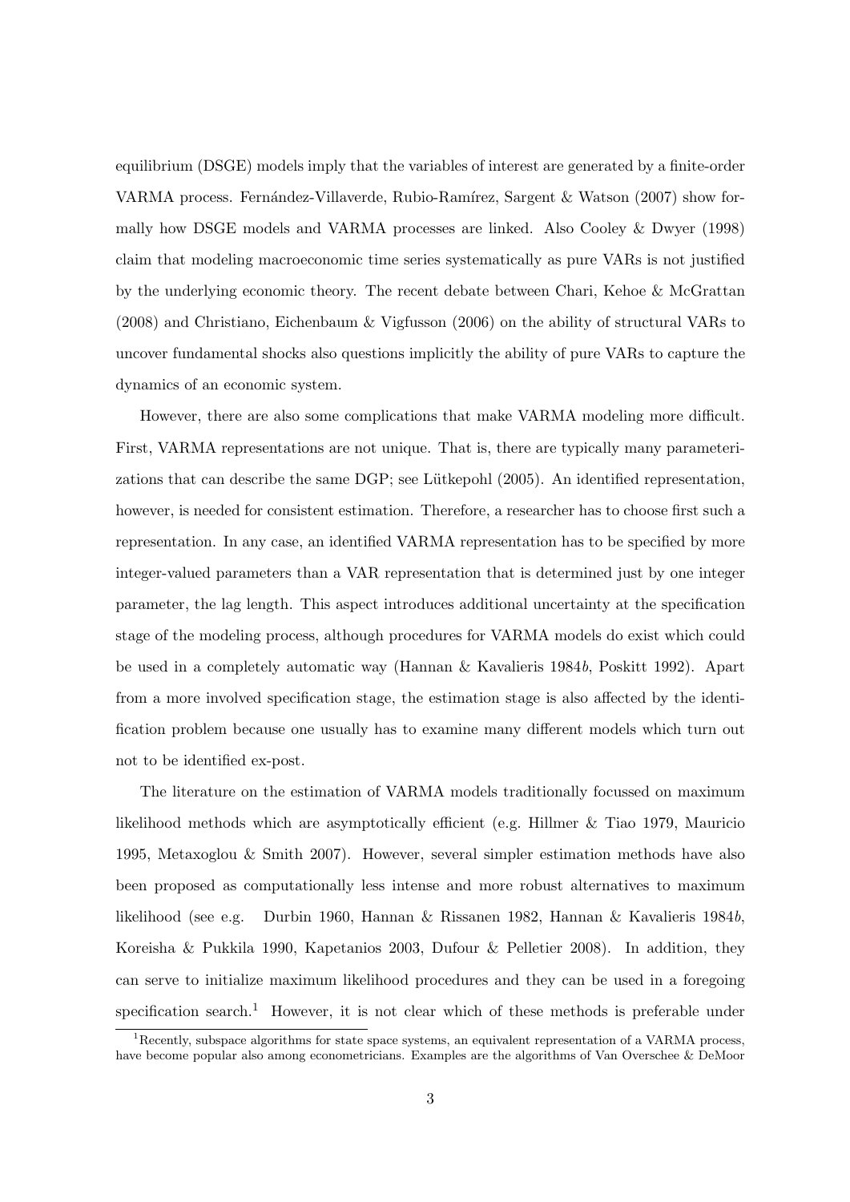equilibrium (DSGE) models imply that the variables of interest are generated by a finite-order VARMA process. Fernández-Villaverde, Rubio-Ramírez, Sargent & Watson (2007) show formally how DSGE models and VARMA processes are linked. Also Cooley & Dwyer (1998) claim that modeling macroeconomic time series systematically as pure VARs is not justified by the underlying economic theory. The recent debate between Chari, Kehoe & McGrattan (2008) and Christiano, Eichenbaum & Vigfusson (2006) on the ability of structural VARs to uncover fundamental shocks also questions implicitly the ability of pure VARs to capture the dynamics of an economic system.

However, there are also some complications that make VARMA modeling more difficult. First, VARMA representations are not unique. That is, there are typically many parameterizations that can describe the same DGP; see Lütkepohl (2005). An identified representation, however, is needed for consistent estimation. Therefore, a researcher has to choose first such a representation. In any case, an identified VARMA representation has to be specified by more integer-valued parameters than a VAR representation that is determined just by one integer parameter, the lag length. This aspect introduces additional uncertainty at the specification stage of the modeling process, although procedures for VARMA models do exist which could be used in a completely automatic way (Hannan & Kavalieris 1984*b*, Poskitt 1992). Apart from a more involved specification stage, the estimation stage is also affected by the identification problem because one usually has to examine many different models which turn out not to be identified ex-post.

The literature on the estimation of VARMA models traditionally focussed on maximum likelihood methods which are asymptotically efficient (e.g. Hillmer & Tiao 1979, Mauricio 1995, Metaxoglou & Smith 2007). However, several simpler estimation methods have also been proposed as computationally less intense and more robust alternatives to maximum likelihood (see e.g. Durbin 1960, Hannan & Rissanen 1982, Hannan & Kavalieris 1984*b*, Koreisha & Pukkila 1990, Kapetanios 2003, Dufour & Pelletier 2008). In addition, they can serve to initialize maximum likelihood procedures and they can be used in a foregoing specification search.[1] However, it is not clear which of these methods is preferable under

[1] Recently, subspace algorithms for state space systems, an equivalent representation of a VARMA process, have become popular also among econometricians. Examples are the algorithms of Van Overschee & DeMoor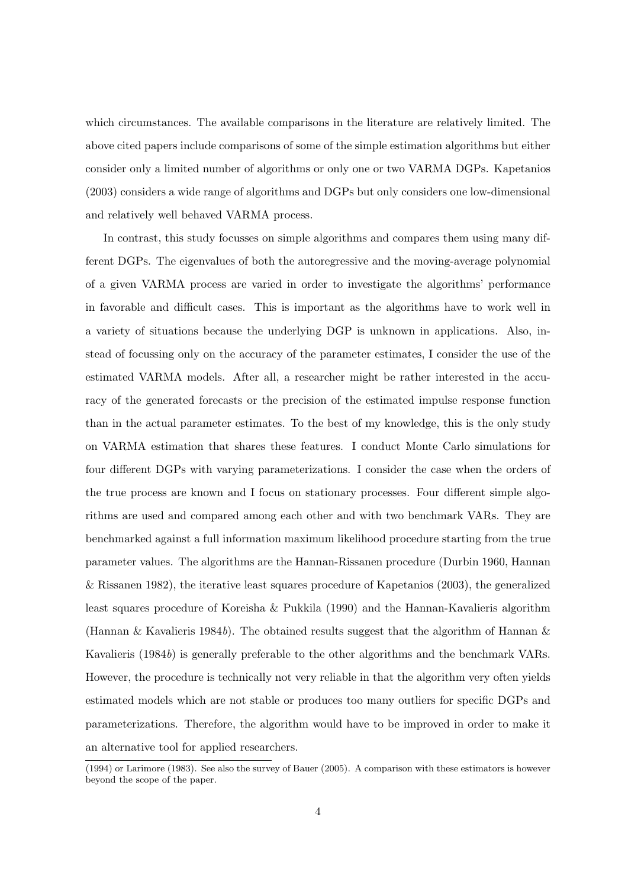which circumstances. The available comparisons in the literature are relatively limited. The above cited papers include comparisons of some of the simple estimation algorithms but either consider only a limited number of algorithms or only one or two VARMA DGPs. Kapetanios (2003) considers a wide range of algorithms and DGPs but only considers one low-dimensional and relatively well behaved VARMA process.

In contrast, this study focusses on simple algorithms and compares them using many different DGPs. The eigenvalues of both the autoregressive and the moving-average polynomial of a given VARMA process are varied in order to investigate the algorithms' performance in favorable and difficult cases. This is important as the algorithms have to work well in a variety of situations because the underlying DGP is unknown in applications. Also, instead of focussing only on the accuracy of the parameter estimates, I consider the use of the estimated VARMA models. After all, a researcher might be rather interested in the accuracy of the generated forecasts or the precision of the estimated impulse response function than in the actual parameter estimates. To the best of my knowledge, this is the only study on VARMA estimation that shares these features. I conduct Monte Carlo simulations for four different DGPs with varying parameterizations. I consider the case when the orders of the true process are known and I focus on stationary processes. Four different simple algorithms are used and compared among each other and with two benchmark VARs. They are benchmarked against a full information maximum likelihood procedure starting from the true parameter values. The algorithms are the Hannan-Rissanen procedure (Durbin 1960, Hannan & Rissanen 1982), the iterative least squares procedure of Kapetanios (2003), the generalized least squares procedure of Koreisha & Pukkila (1990) and the Hannan-Kavalieris algorithm (Hannan & Kavalieris 1984*b*). The obtained results suggest that the algorithm of Hannan & Kavalieris (1984*b*) is generally preferable to the other algorithms and the benchmark VARs. However, the procedure is technically not very reliable in that the algorithm very often yields estimated models which are not stable or produces too many outliers for specific DGPs and parameterizations. Therefore, the algorithm would have to be improved in order to make it an alternative tool for applied researchers.

(1994) or Larimore (1983). See also the survey of Bauer (2005). A comparison with these estimators is however beyond the scope of the paper.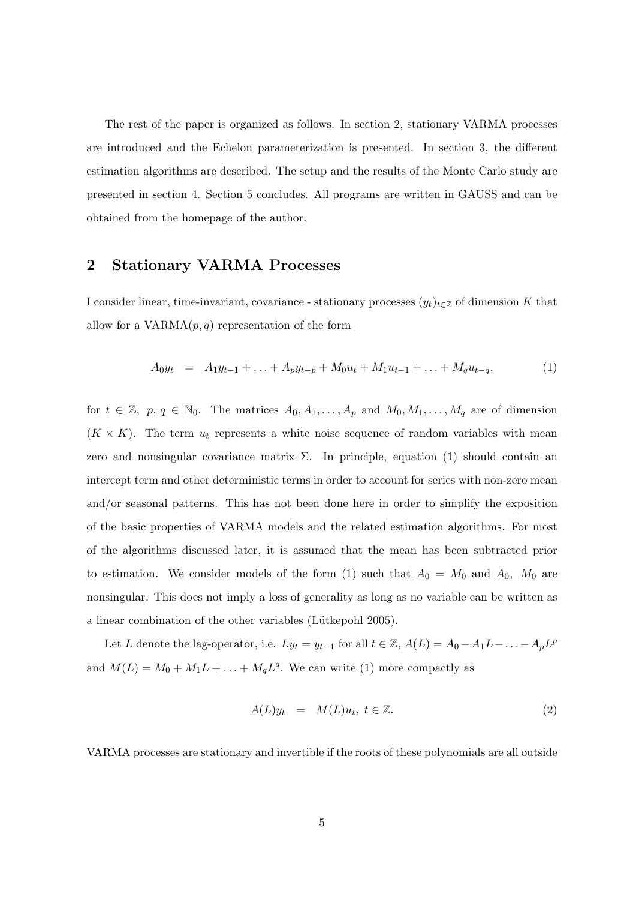The rest of the paper is organized as follows. In section 2, stationary VARMA processes are introduced and the Echelon parameterization is presented. In section 3, the different estimation algorithms are described. The setup and the results of the Monte Carlo study are presented in section 4. Section 5 concludes. All programs are written in GAUSS and can be obtained from the homepage of the author.

## 2 Stationary VARMA Processes

I consider linear, time-invariant, covariance - stationary processes $(y_t)_{t\in\mathbb{Z}}$ of dimension $K$ that allow for a VARMA$(p,q)$ representation of the form

$$A_0 y_t = A_1 y_{t-1} + \ldots + A_p y_{t-p} + M_0 u_t + M_1 u_{t-1} + \ldots + M_q u_{t-q}, \tag{1}$$

for $t \in \mathbb{Z},\ p,\, q \in \mathbb{N}_0$. The matrices $A_0, A_1, \ldots, A_p$ and $M_0, M_1, \ldots, M_q$ are of dimension $(K \times K)$. The term $u_t$ represents a white noise sequence of random variables with mean zero and nonsingular covariance matrix $\Sigma$. In principle, equation (1) should contain an intercept term and other deterministic terms in order to account for series with non-zero mean and/or seasonal patterns. This has not been done here in order to simplify the exposition of the basic properties of VARMA models and the related estimation algorithms. For most of the algorithms discussed later, it is assumed that the mean has been subtracted prior to estimation. We consider models of the form (1) such that $A_0 = M_0$ and $A_0,\ M_0$ are nonsingular. This does not imply a loss of generality as long as no variable can be written as a linear combination of the other variables (Lütkepohl 2005).

Let $L$ denote the lag-operator, i.e. $Ly_t = y_{t-1}$ for all $t \in \mathbb{Z}$, $A(L) = A_0 - A_1 L - \ldots - A_p L^p$ and $M(L) = M_0 + M_1 L + \ldots + M_q L^q$. We can write (1) more compactly as

$$A(L) y_t = M(L) u_t,\ t \in \mathbb{Z}. \tag{2}$$

VARMA processes are stationary and invertible if the roots of these polynomials are all outside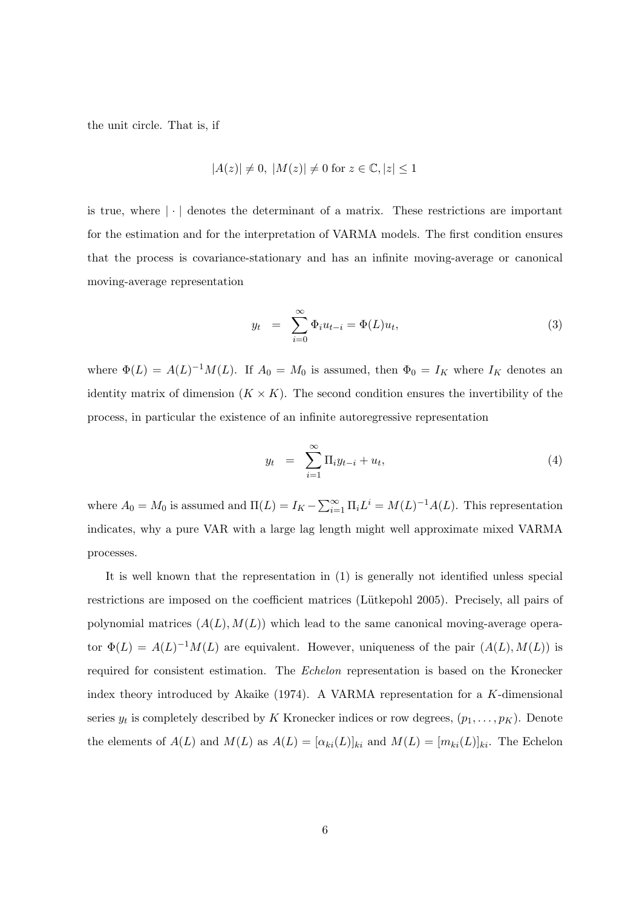the unit circle. That is, if

$$|A(z)| \neq 0, \ |M(z)| \neq 0 \text{ for } z \in \mathbb{C}, |z| \leq 1$$

is true, where $|\cdot|$ denotes the determinant of a matrix. These restrictions are important for the estimation and for the interpretation of VARMA models. The first condition ensures that the process is covariance-stationary and has an infinite moving-average or canonical moving-average representation

$$y_t = \sum_{i=0}^{\infty} \Phi_i u_{t-i} = \Phi(L) u_t, \tag{3}$$

where $\Phi(L) = A(L)^{-1}M(L)$. If $A_0 = M_0$ is assumed, then $\Phi_0 = I_K$ where $I_K$ denotes an identity matrix of dimension $(K \times K)$. The second condition ensures the invertibility of the process, in particular the existence of an infinite autoregressive representation

$$y_t = \sum_{i=1}^{\infty} \Pi_i y_{t-i} + u_t, \tag{4}$$

where $A_0 = M_0$ is assumed and $\Pi(L) = I_K - \sum_{i=1}^{\infty} \Pi_i L^i = M(L)^{-1}A(L)$. This representation indicates, why a pure VAR with a large lag length might well approximate mixed VARMA processes.

It is well known that the representation in (1) is generally not identified unless special restrictions are imposed on the coefficient matrices (Lütkepohl 2005). Precisely, all pairs of polynomial matrices $(A(L), M(L))$ which lead to the same canonical moving-average operator $\Phi(L) = A(L)^{-1}M(L)$ are equivalent. However, uniqueness of the pair $(A(L), M(L))$ is required for consistent estimation. The *Echelon* representation is based on the Kronecker index theory introduced by Akaike (1974). A VARMA representation for a $K$-dimensional series $y_t$ is completely described by $K$ Kronecker indices or row degrees, $(p_1, \ldots, p_K)$. Denote the elements of $A(L)$ and $M(L)$ as $A(L) = [\alpha_{ki}(L)]_{ki}$ and $M(L) = [m_{ki}(L)]_{ki}$. The Echelon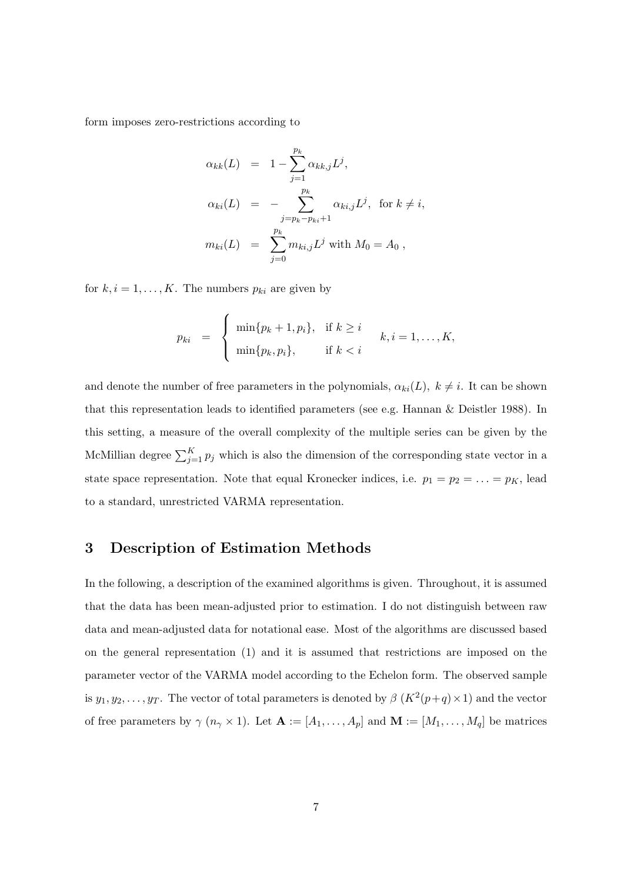form imposes zero-restrictions according to

$$
\begin{aligned}
\alpha_{kk}(L) &= 1 - \sum_{j=1}^{p_k} \alpha_{kk,j} L^j, \\
\alpha_{ki}(L) &= - \sum_{j=p_k - p_{ki}+1}^{p_k} \alpha_{ki,j} L^j, \quad \text{for } k \neq i, \\
m_{ki}(L) &= \sum_{j=0}^{p_k} m_{ki,j} L^j \text{ with } M_0 = A_0 \, ,
\end{aligned}
$$

for $k, i = 1, \ldots, K$. The numbers $p_{ki}$ are given by

$$
p_{ki} = \begin{cases} \min\{p_k + 1, p_i\}, & \text{if } k \geq i \\ \min\{p_k, p_i\}, & \text{if } k < i \end{cases} \quad k, i = 1, \ldots, K,
$$

and denote the number of free parameters in the polynomials, $\alpha_{ki}(L),\ k \neq i$. It can be shown that this representation leads to identified parameters (see e.g. Hannan & Deistler 1988). In this setting, a measure of the overall complexity of the multiple series can be given by the McMillian degree $\sum_{j=1}^{K} p_j$ which is also the dimension of the corresponding state vector in a state space representation. Note that equal Kronecker indices, i.e. $p_1 = p_2 = \ldots = p_K$, lead to a standard, unrestricted VARMA representation.

## 3 Description of Estimation Methods

In the following, a description of the examined algorithms is given. Throughout, it is assumed that the data has been mean-adjusted prior to estimation. I do not distinguish between raw data and mean-adjusted data for notational ease. Most of the algorithms are discussed based on the general representation (1) and it is assumed that restrictions are imposed on the parameter vector of the VARMA model according to the Echelon form. The observed sample is $y_1, y_2, \ldots, y_T$. The vector of total parameters is denoted by $\beta$ ($K^2(p+q) \times 1$) and the vector of free parameters by $\gamma$ ($n_\gamma \times 1$). Let $\mathbf{A} := [A_1, \ldots, A_p]$ and $\mathbf{M} := [M_1, \ldots, M_q]$ be matrices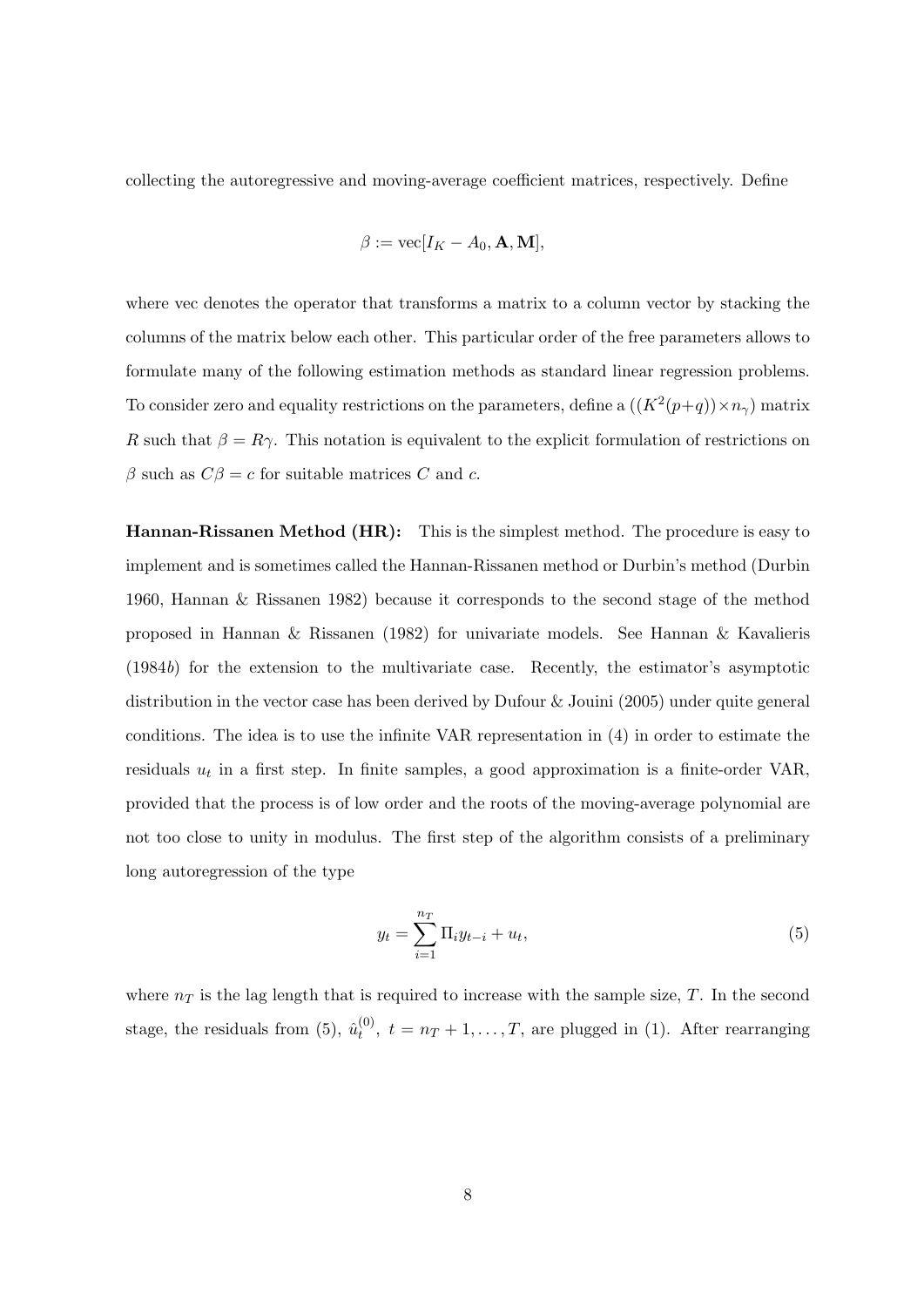collecting the autoregressive and moving-average coefficient matrices, respectively. Define

$$\beta := \text{vec}[I_K - A_0, \mathbf{A}, \mathbf{M}],$$

where vec denotes the operator that transforms a matrix to a column vector by stacking the columns of the matrix below each other. This particular order of the free parameters allows to formulate many of the following estimation methods as standard linear regression problems. To consider zero and equality restrictions on the parameters, define a $((K^2(p+q)) \times n_\gamma)$ matrix $R$ such that $\beta = R\gamma$. This notation is equivalent to the explicit formulation of restrictions on $\beta$ such as $C\beta = c$ for suitable matrices $C$ and $c$.

**Hannan-Rissanen Method (HR):** This is the simplest method. The procedure is easy to implement and is sometimes called the Hannan-Rissanen method or Durbin's method (Durbin 1960, Hannan & Rissanen 1982) because it corresponds to the second stage of the method proposed in Hannan & Rissanen (1982) for univariate models. See Hannan & Kavalieris (1984*b*) for the extension to the multivariate case. Recently, the estimator's asymptotic distribution in the vector case has been derived by Dufour & Jouini (2005) under quite general conditions. The idea is to use the infinite VAR representation in (4) in order to estimate the residuals $u_t$ in a first step. In finite samples, a good approximation is a finite-order VAR, provided that the process is of low order and the roots of the moving-average polynomial are not too close to unity in modulus. The first step of the algorithm consists of a preliminary long autoregression of the type

$$y_t = \sum_{i=1}^{n_T} \Pi_i y_{t-i} + u_t, \tag{5}$$

where $n_T$ is the lag length that is required to increase with the sample size, $T$. In the second stage, the residuals from (5), $\hat{u}_t^{(0)}$, $t = n_T + 1, \ldots, T$, are plugged in (1). After rearranging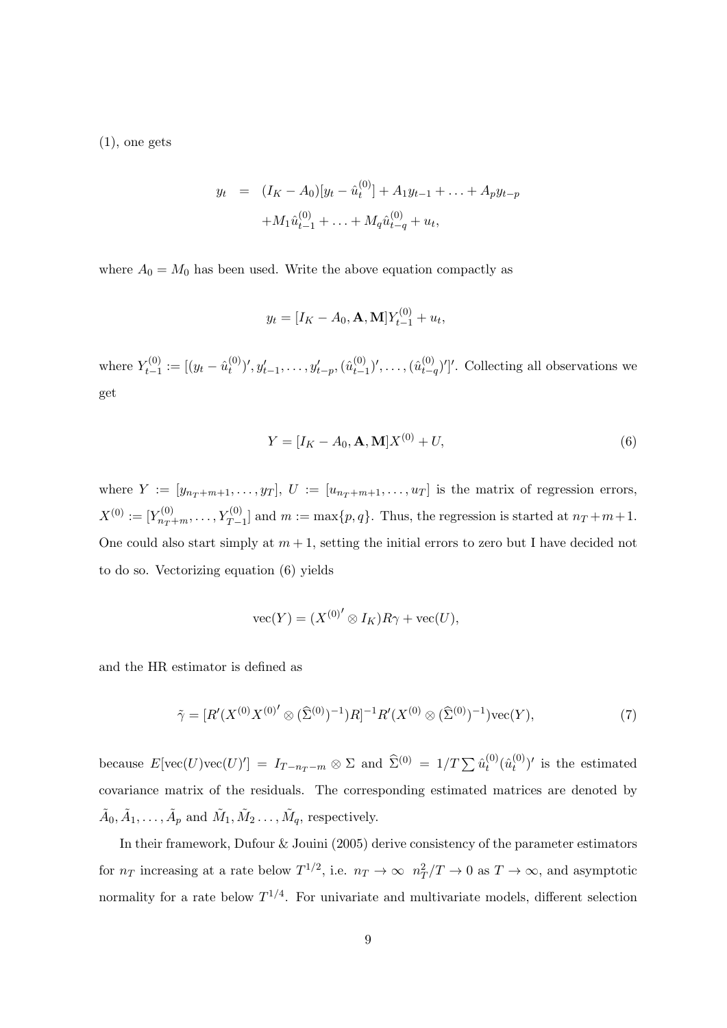(1), one gets

$$
\begin{aligned}
y_t &= (I_K - A_0)[y_t - \hat{u}_t^{(0)}] + A_1 y_{t-1} + \ldots + A_p y_{t-p} \\
&\quad + M_1 \hat{u}_{t-1}^{(0)} + \ldots + M_q \hat{u}_{t-q}^{(0)} + u_t,
\end{aligned}
$$

where $A_0 = M_0$ has been used. Write the above equation compactly as

$$
y_t = [I_K - A_0, \mathbf{A}, \mathbf{M}] Y_{t-1}^{(0)} + u_t,
$$

where $Y_{t-1}^{(0)} := [(y_t - \hat{u}_t^{(0)})', y_{t-1}', \ldots, y_{t-p}', (\hat{u}_{t-1}^{(0)})', \ldots, (\hat{u}_{t-q}^{(0)})']'$. Collecting all observations we get

$$
Y = [I_K - A_0, \mathbf{A}, \mathbf{M}] X^{(0)} + U, \tag{6}
$$

where $Y := [y_{n_T+m+1}, \ldots, y_T]$, $U := [u_{n_T+m+1}, \ldots, u_T]$ is the matrix of regression errors, $X^{(0)} := [Y_{n_T+m}^{(0)}, \ldots, Y_{T-1}^{(0)}]$ and $m := \max\{p, q\}$. Thus, the regression is started at $n_T + m + 1$. One could also start simply at $m + 1$, setting the initial errors to zero but I have decided not to do so. Vectorizing equation (6) yields

$$
\mathrm{vec}(Y) = ({X^{(0)}}' \otimes I_K) R\gamma + \mathrm{vec}(U),
$$

and the HR estimator is defined as

$$
\tilde{\gamma} = [R'(X^{(0)} {X^{(0)}}' \otimes (\widehat{\Sigma}^{(0)})^{-1}) R]^{-1} R'(X^{(0)} \otimes (\widehat{\Sigma}^{(0)})^{-1}) \mathrm{vec}(Y), \tag{7}
$$

because $E[\mathrm{vec}(U)\mathrm{vec}(U)'] = I_{T-n_T-m} \otimes \Sigma$ and $\widehat{\Sigma}^{(0)} = 1/T \sum \hat{u}_t^{(0)} (\hat{u}_t^{(0)})'$ is the estimated covariance matrix of the residuals. The corresponding estimated matrices are denoted by $\tilde{A}_0, \tilde{A}_1, \ldots, \tilde{A}_p$ and $\tilde{M}_1, \tilde{M}_2 \ldots, \tilde{M}_q$, respectively.

In their framework, Dufour & Jouini (2005) derive consistency of the parameter estimators for $n_T$ increasing at a rate below $T^{1/2}$, i.e. $n_T \to \infty$ $n_T^2/T \to 0$ as $T \to \infty$, and asymptotic normality for a rate below $T^{1/4}$. For univariate and multivariate models, different selection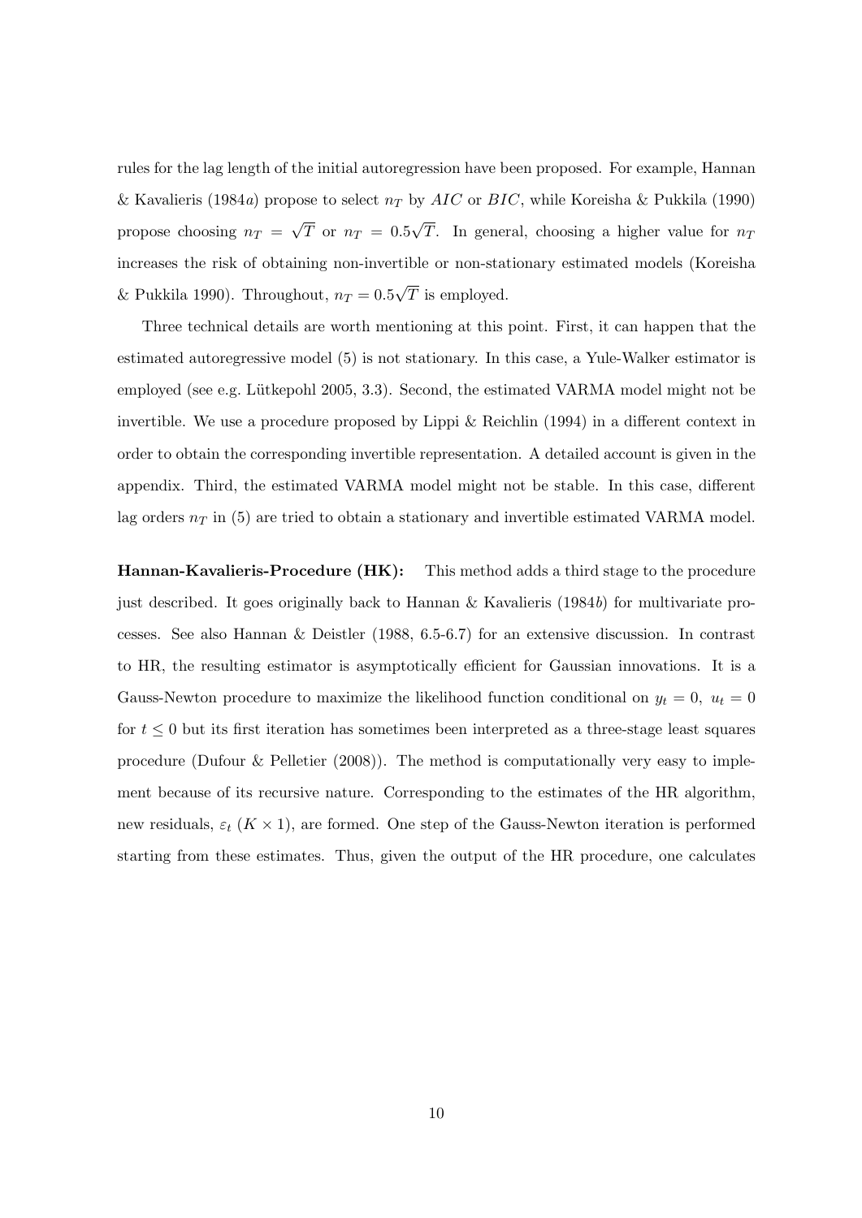rules for the lag length of the initial autoregression have been proposed. For example, Hannan & Kavalieris (1984*a*) propose to select $n_T$ by $AIC$ or $BIC$, while Koreisha & Pukkila (1990) propose choosing $n_T = \sqrt{T}$ or $n_T = 0.5\sqrt{T}$. In general, choosing a higher value for $n_T$ increases the risk of obtaining non-invertible or non-stationary estimated models (Koreisha & Pukkila 1990). Throughout, $n_T = 0.5\sqrt{T}$ is employed.

Three technical details are worth mentioning at this point. First, it can happen that the estimated autoregressive model (5) is not stationary. In this case, a Yule-Walker estimator is employed (see e.g. Lütkepohl 2005, 3.3). Second, the estimated VARMA model might not be invertible. We use a procedure proposed by Lippi & Reichlin (1994) in a different context in order to obtain the corresponding invertible representation. A detailed account is given in the appendix. Third, the estimated VARMA model might not be stable. In this case, different lag orders $n_T$ in (5) are tried to obtain a stationary and invertible estimated VARMA model.

**Hannan-Kavalieris-Procedure (HK):** This method adds a third stage to the procedure just described. It goes originally back to Hannan & Kavalieris (1984*b*) for multivariate processes. See also Hannan & Deistler (1988, 6.5-6.7) for an extensive discussion. In contrast to HR, the resulting estimator is asymptotically efficient for Gaussian innovations. It is a Gauss-Newton procedure to maximize the likelihood function conditional on $y_t = 0,\ u_t = 0$ for $t \leq 0$ but its first iteration has sometimes been interpreted as a three-stage least squares procedure (Dufour & Pelletier (2008)). The method is computationally very easy to implement because of its recursive nature. Corresponding to the estimates of the HR algorithm, new residuals, $\varepsilon_t$ $(K \times 1)$, are formed. One step of the Gauss-Newton iteration is performed starting from these estimates. Thus, given the output of the HR procedure, one calculates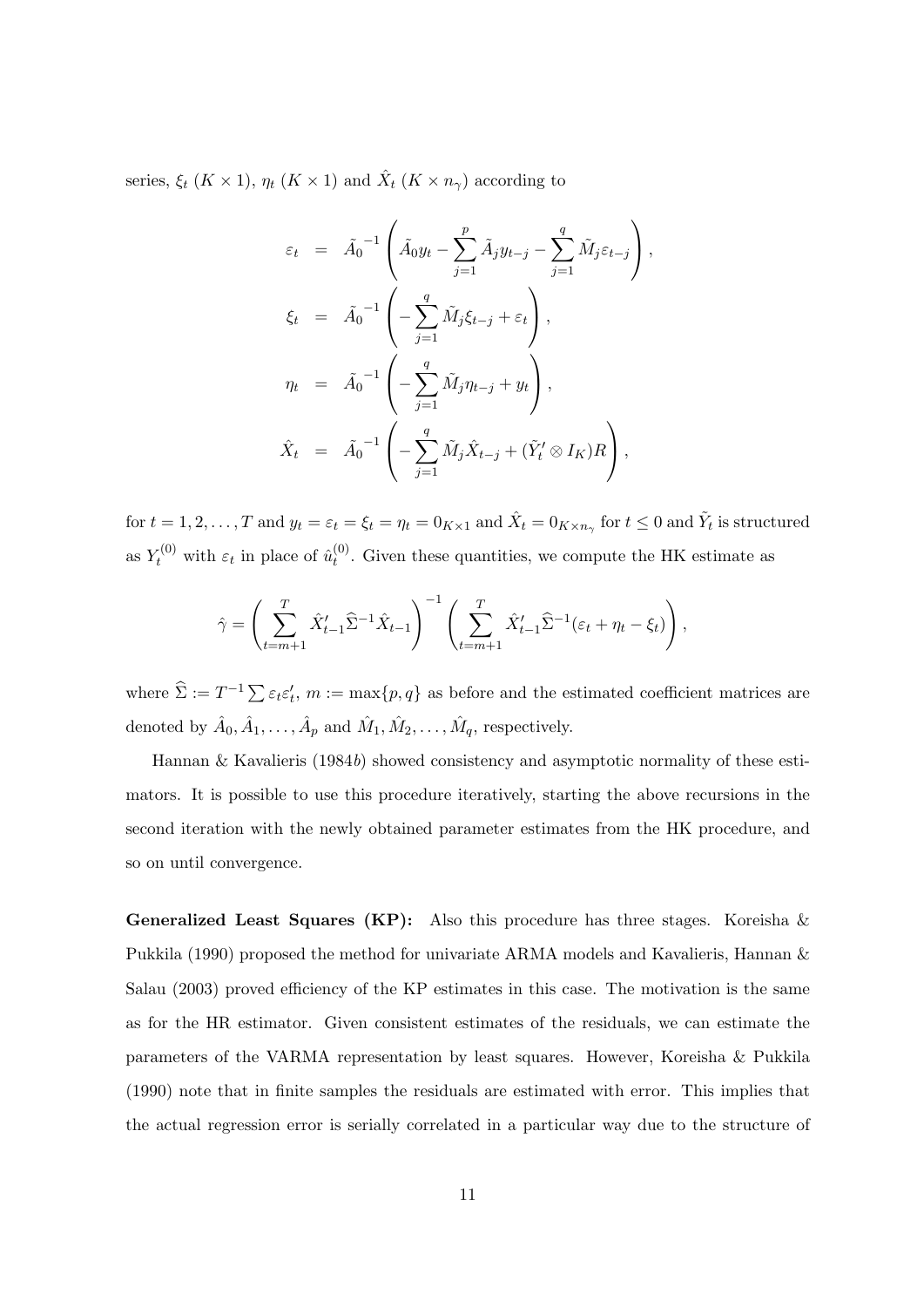series, $\xi_t$ ($K \times 1$), $\eta_t$ ($K \times 1$) and $\hat{X}_t$ ($K \times n_\gamma$) according to

$$
\begin{aligned}
\varepsilon_t &= \tilde{A}_0^{-1} \left( \tilde{A}_0 y_t - \sum_{j=1}^{p} \tilde{A}_j y_{t-j} - \sum_{j=1}^{q} \tilde{M}_j \varepsilon_{t-j} \right), \\
\xi_t &= \tilde{A}_0^{-1} \left( - \sum_{j=1}^{q} \tilde{M}_j \xi_{t-j} + \varepsilon_t \right), \\
\eta_t &= \tilde{A}_0^{-1} \left( - \sum_{j=1}^{q} \tilde{M}_j \eta_{t-j} + y_t \right), \\
\hat{X}_t &= \tilde{A}_0^{-1} \left( - \sum_{j=1}^{q} \tilde{M}_j \hat{X}_{t-j} + (\tilde{Y}_t' \otimes I_K) R \right),
\end{aligned}
$$

for $t = 1, 2, \ldots, T$ and $y_t = \varepsilon_t = \xi_t = \eta_t = 0_{K \times 1}$ and $\hat{X}_t = 0_{K \times n_\gamma}$ for $t \leq 0$ and $\tilde{Y}_t$ is structured as $Y_t^{(0)}$ with $\varepsilon_t$ in place of $\hat{u}_t^{(0)}$. Given these quantities, we compute the HK estimate as

$$
\hat{\gamma} = \left( \sum_{t=m+1}^{T} \hat{X}_{t-1}' \widehat{\Sigma}^{-1} \hat{X}_{t-1} \right)^{-1} \left( \sum_{t=m+1}^{T} \hat{X}_{t-1}' \widehat{\Sigma}^{-1} (\varepsilon_t + \eta_t - \xi_t) \right),
$$

where $\widehat{\Sigma} := T^{-1} \sum \varepsilon_t \varepsilon_t'$, $m := \max\{p, q\}$ as before and the estimated coefficient matrices are denoted by $\hat{A}_0, \hat{A}_1, \ldots, \hat{A}_p$ and $\hat{M}_1, \hat{M}_2, \ldots, \hat{M}_q$, respectively.

Hannan & Kavalieris (1984*b*) showed consistency and asymptotic normality of these estimators. It is possible to use this procedure iteratively, starting the above recursions in the second iteration with the newly obtained parameter estimates from the HK procedure, and so on until convergence.

**Generalized Least Squares (KP):** Also this procedure has three stages. Koreisha & Pukkila (1990) proposed the method for univariate ARMA models and Kavalieris, Hannan & Salau (2003) proved efficiency of the KP estimates in this case. The motivation is the same as for the HR estimator. Given consistent estimates of the residuals, we can estimate the parameters of the VARMA representation by least squares. However, Koreisha & Pukkila (1990) note that in finite samples the residuals are estimated with error. This implies that the actual regression error is serially correlated in a particular way due to the structure of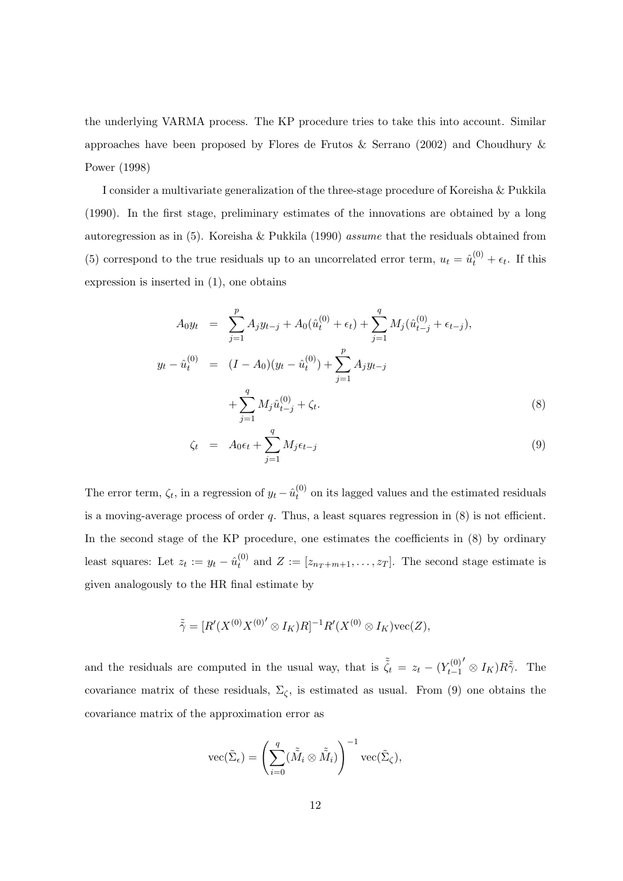the underlying VARMA process. The KP procedure tries to take this into account. Similar approaches have been proposed by Flores de Frutos & Serrano (2002) and Choudhury & Power (1998)

I consider a multivariate generalization of the three-stage procedure of Koreisha & Pukkila (1990). In the first stage, preliminary estimates of the innovations are obtained by a long autoregression as in (5). Koreisha & Pukkila (1990) *assume* that the residuals obtained from (5) correspond to the true residuals up to an uncorrelated error term, $u_t = \hat{u}_t^{(0)} + \epsilon_t$. If this expression is inserted in (1), one obtains

$$
\begin{aligned}
A_0 y_t &= \sum_{j=1}^{p} A_j y_{t-j} + A_0(\hat{u}_t^{(0)} + \epsilon_t) + \sum_{j=1}^{q} M_j(\hat{u}_{t-j}^{(0)} + \epsilon_{t-j}), \\
y_t - \hat{u}_t^{(0)} &= (I - A_0)(y_t - \hat{u}_t^{(0)}) + \sum_{j=1}^{p} A_j y_{t-j} \\
&\quad + \sum_{j=1}^{q} M_j \hat{u}_{t-j}^{(0)} + \zeta_t. \qquad (8) \\
\zeta_t &= A_0 \epsilon_t + \sum_{j=1}^{q} M_j \epsilon_{t-j} \qquad (9)
\end{aligned}
$$

The error term, $\zeta_t$, in a regression of $y_t - \hat{u}_t^{(0)}$ on its lagged values and the estimated residuals is a moving-average process of order $q$. Thus, a least squares regression in (8) is not efficient. In the second stage of the KP procedure, one estimates the coefficients in (8) by ordinary least squares: Let $z_t := y_t - \hat{u}_t^{(0)}$ and $Z := [z_{n_T+m+1}, \ldots, z_T]$. The second stage estimate is given analogously to the HR final estimate by

$$
\tilde{\tilde{\gamma}} = [R'(X^{(0)} X^{(0)'} \otimes I_K) R]^{-1} R'(X^{(0)} \otimes I_K) \text{vec}(Z),
$$

and the residuals are computed in the usual way, that is $\tilde{\tilde{\zeta}}_t = z_t - (Y_{t-1}^{(0)'} \otimes I_K) R \tilde{\tilde{\gamma}}$. The covariance matrix of these residuals, $\Sigma_\zeta$, is estimated as usual. From (9) one obtains the covariance matrix of the approximation error as

$$
\text{vec}(\tilde{\Sigma}_\epsilon) = \left( \sum_{i=0}^{q} (\tilde{\tilde{M}}_i \otimes \tilde{\tilde{M}}_i) \right)^{-1} \text{vec}(\tilde{\Sigma}_\zeta),
$$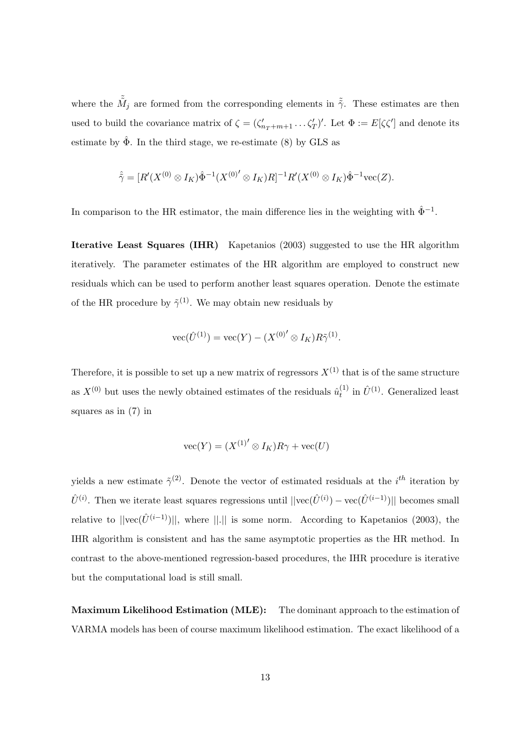where the $\tilde{\tilde{M}}_j$ are formed from the corresponding elements in $\tilde{\tilde{\gamma}}$. These estimates are then used to build the covariance matrix of $\zeta = (\zeta'_{n_T+m+1} \dots \zeta'_T)'$. Let $\Phi := E[\zeta\zeta']$ and denote its estimate by $\hat{\Phi}$. In the third stage, we re-estimate (8) by GLS as

$$\hat{\tilde{\gamma}} = [R'(X^{(0)} \otimes I_K)\hat{\Phi}^{-1}(X^{(0)'} \otimes I_K)R]^{-1}R'(X^{(0)} \otimes I_K)\hat{\Phi}^{-1}\text{vec}(Z).$$

In comparison to the HR estimator, the main difference lies in the weighting with $\hat{\Phi}^{-1}$.

**Iterative Least Squares (IHR)** Kapetanios (2003) suggested to use the HR algorithm iteratively. The parameter estimates of the HR algorithm are employed to construct new residuals which can be used to perform another least squares operation. Denote the estimate of the HR procedure by $\tilde{\gamma}^{(1)}$. We may obtain new residuals by

$$\text{vec}(\hat{U}^{(1)}) = \text{vec}(Y) - (X^{(0)'} \otimes I_K)R\tilde{\gamma}^{(1)}.$$

Therefore, it is possible to set up a new matrix of regressors $X^{(1)}$ that is of the same structure as $X^{(0)}$ but uses the newly obtained estimates of the residuals $\hat{u}_t^{(1)}$ in $\hat{U}^{(1)}$. Generalized least squares as in (7) in

$$\text{vec}(Y) = (X^{(1)'} \otimes I_K)R\gamma + \text{vec}(U)$$

yields a new estimate $\tilde{\gamma}^{(2)}$. Denote the vector of estimated residuals at the $i^{th}$ iteration by $\hat{U}^{(i)}$. Then we iterate least squares regressions until $||\text{vec}(\hat{U}^{(i)}) - \text{vec}(\hat{U}^{(i-1)})||$ becomes small relative to $||\text{vec}(\hat{U}^{(i-1)})||$, where $||.||$ is some norm. According to Kapetanios (2003), the IHR algorithm is consistent and has the same asymptotic properties as the HR method. In contrast to the above-mentioned regression-based procedures, the IHR procedure is iterative but the computational load is still small.

**Maximum Likelihood Estimation (MLE):** The dominant approach to the estimation of VARMA models has been of course maximum likelihood estimation. The exact likelihood of a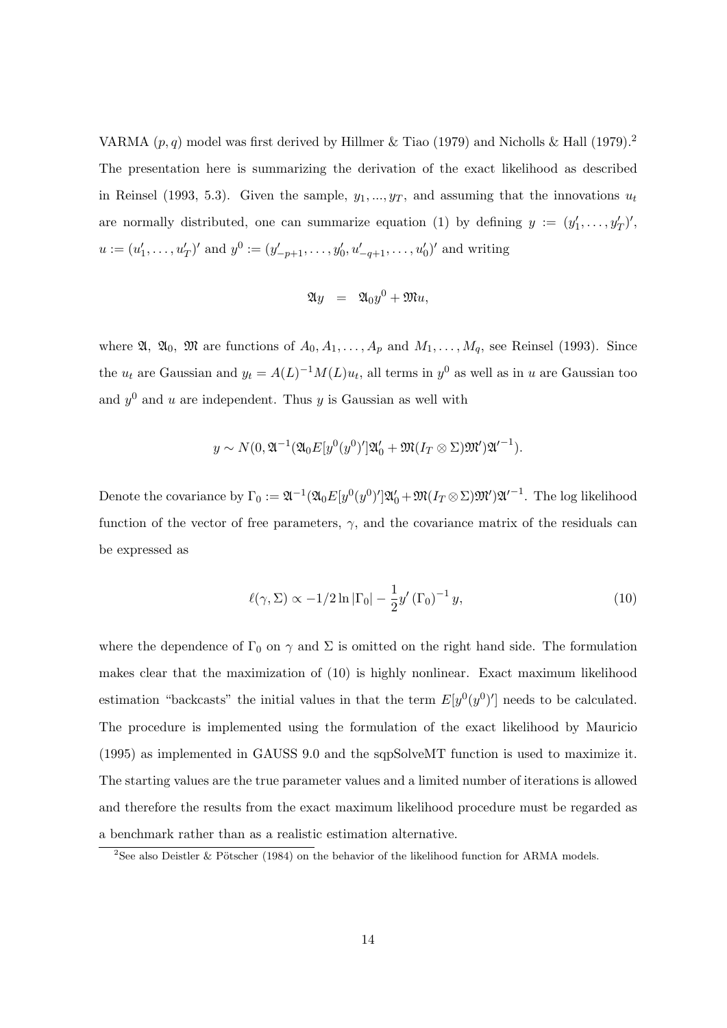VARMA $(p, q)$ model was first derived by Hillmer & Tiao (1979) and Nicholls & Hall (1979).[2] The presentation here is summarizing the derivation of the exact likelihood as described in Reinsel (1993, 5.3). Given the sample, $y_1, ..., y_T$, and assuming that the innovations $u_t$ are normally distributed, one can summarize equation (1) by defining $y := (y_1', \ldots, y_T')'$, $u := (u_1', \ldots, u_T')'$ and $y^0 := (y_{-p+1}', \ldots, y_0', u_{-q+1}', \ldots, u_0')'$ and writing

$$\mathfrak{A}y \;\; = \;\; \mathfrak{A}_0 y^0 + \mathfrak{M}u,$$

where $\mathfrak{A}$, $\mathfrak{A}_0$, $\mathfrak{M}$ are functions of $A_0, A_1, \ldots, A_p$ and $M_1, \ldots, M_q$, see Reinsel (1993). Since the $u_t$ are Gaussian and $y_t = A(L)^{-1}M(L)u_t$, all terms in $y^0$ as well as in $u$ are Gaussian too and $y^0$ and $u$ are independent. Thus $y$ is Gaussian as well with

$$y \sim N(0, \mathfrak{A}^{-1}(\mathfrak{A}_0 E[y^0(y^0)']\mathfrak{A}_0' + \mathfrak{M}(I_T \otimes \Sigma)\mathfrak{M}')\mathfrak{A}'^{-1}).$$

Denote the covariance by $\Gamma_0 := \mathfrak{A}^{-1}(\mathfrak{A}_0 E[y^0(y^0)']\mathfrak{A}_0' + \mathfrak{M}(I_T \otimes \Sigma)\mathfrak{M}')\mathfrak{A}'^{-1}$. The log likelihood function of the vector of free parameters, $\gamma$, and the covariance matrix of the residuals can be expressed as

$$\ell(\gamma, \Sigma) \propto -1/2 \ln |\Gamma_0| - \frac{1}{2} y' \left(\Gamma_0\right)^{-1} y, \tag{10}$$

where the dependence of $\Gamma_0$ on $\gamma$ and $\Sigma$ is omitted on the right hand side. The formulation makes clear that the maximization of (10) is highly nonlinear. Exact maximum likelihood estimation "backcasts" the initial values in that the term $E[y^0(y^0)']$ needs to be calculated. The procedure is implemented using the formulation of the exact likelihood by Mauricio (1995) as implemented in GAUSS 9.0 and the sqpSolveMT function is used to maximize it. The starting values are the true parameter values and a limited number of iterations is allowed and therefore the results from the exact maximum likelihood procedure must be regarded as a benchmark rather than as a realistic estimation alternative.

[2] See also Deistler & Pötscher (1984) on the behavior of the likelihood function for ARMA models.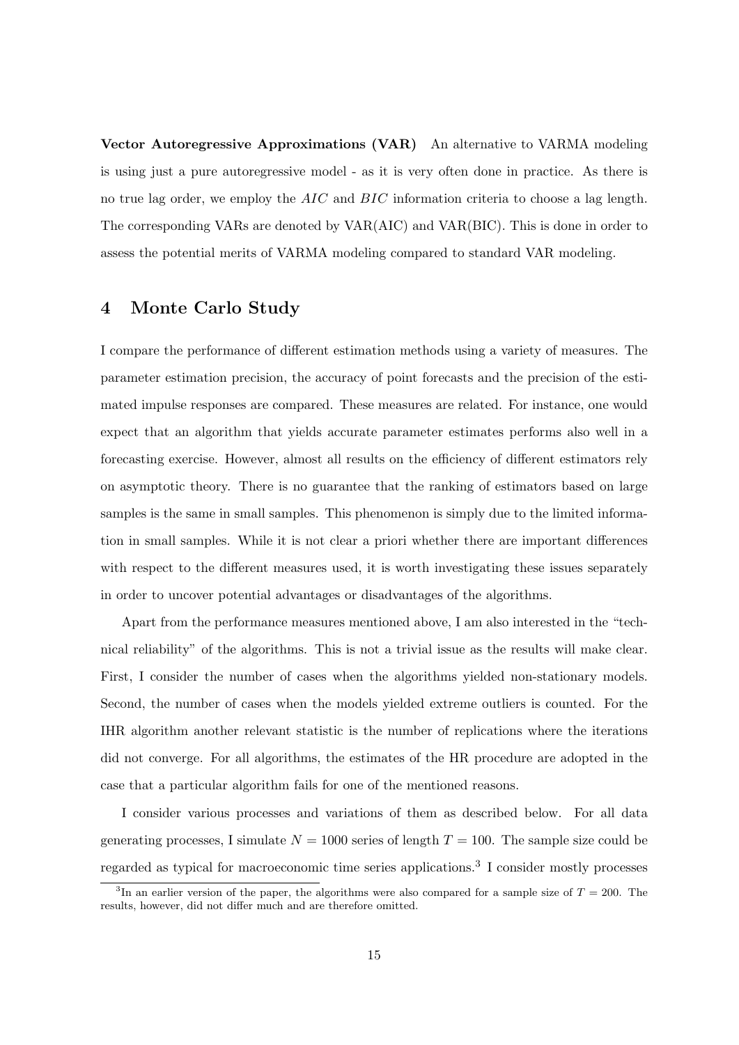**Vector Autoregressive Approximations (VAR)** An alternative to VARMA modeling is using just a pure autoregressive model - as it is very often done in practice. As there is no true lag order, we employ the $AIC$ and $BIC$ information criteria to choose a lag length. The corresponding VARs are denoted by VAR(AIC) and VAR(BIC). This is done in order to assess the potential merits of VARMA modeling compared to standard VAR modeling.

## 4 Monte Carlo Study

I compare the performance of different estimation methods using a variety of measures. The parameter estimation precision, the accuracy of point forecasts and the precision of the estimated impulse responses are compared. These measures are related. For instance, one would expect that an algorithm that yields accurate parameter estimates performs also well in a forecasting exercise. However, almost all results on the efficiency of different estimators rely on asymptotic theory. There is no guarantee that the ranking of estimators based on large samples is the same in small samples. This phenomenon is simply due to the limited information in small samples. While it is not clear a priori whether there are important differences with respect to the different measures used, it is worth investigating these issues separately in order to uncover potential advantages or disadvantages of the algorithms.

Apart from the performance measures mentioned above, I am also interested in the "technical reliability" of the algorithms. This is not a trivial issue as the results will make clear. First, I consider the number of cases when the algorithms yielded non-stationary models. Second, the number of cases when the models yielded extreme outliers is counted. For the IHR algorithm another relevant statistic is the number of replications where the iterations did not converge. For all algorithms, the estimates of the HR procedure are adopted in the case that a particular algorithm fails for one of the mentioned reasons.

I consider various processes and variations of them as described below. For all data generating processes, I simulate $N = 1000$ series of length $T = 100$. The sample size could be regarded as typical for macroeconomic time series applications.[3] I consider mostly processes

[3] In an earlier version of the paper, the algorithms were also compared for a sample size of $T = 200$. The results, however, did not differ much and are therefore omitted.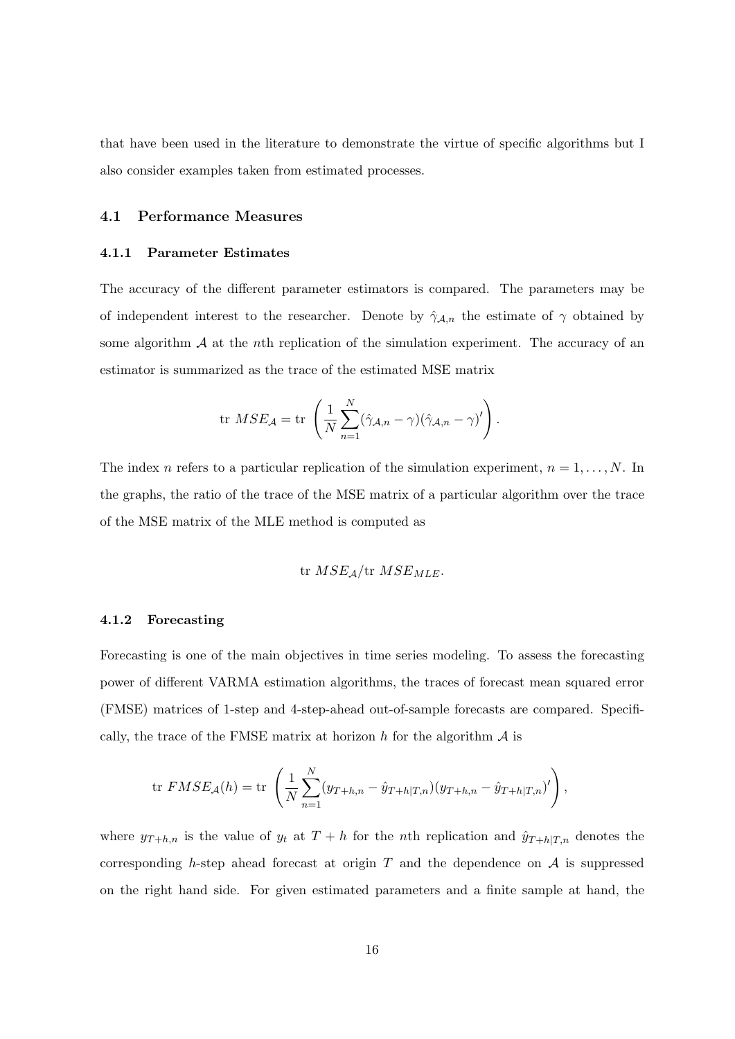that have been used in the literature to demonstrate the virtue of specific algorithms but I also consider examples taken from estimated processes.

### 4.1 Performance Measures

#### 4.1.1 Parameter Estimates

The accuracy of the different parameter estimators is compared. The parameters may be of independent interest to the researcher. Denote by $\hat{\gamma}_{\mathcal{A},n}$ the estimate of $\gamma$ obtained by some algorithm $\mathcal{A}$ at the $n$th replication of the simulation experiment. The accuracy of an estimator is summarized as the trace of the estimated MSE matrix

$$\text{tr } MSE_{\mathcal{A}} = \text{tr } \left( \frac{1}{N} \sum_{n=1}^{N} (\hat{\gamma}_{\mathcal{A},n} - \gamma)(\hat{\gamma}_{\mathcal{A},n} - \gamma)' \right).$$

The index $n$ refers to a particular replication of the simulation experiment, $n = 1, \ldots, N$. In the graphs, the ratio of the trace of the MSE matrix of a particular algorithm over the trace of the MSE matrix of the MLE method is computed as

$$\text{tr } MSE_{\mathcal{A}} / \text{tr } MSE_{MLE}.$$

#### 4.1.2 Forecasting

Forecasting is one of the main objectives in time series modeling. To assess the forecasting power of different VARMA estimation algorithms, the traces of forecast mean squared error (FMSE) matrices of 1-step and 4-step-ahead out-of-sample forecasts are compared. Specifically, the trace of the FMSE matrix at horizon $h$ for the algorithm $\mathcal{A}$ is

$$\text{tr } FMSE_{\mathcal{A}}(h) = \text{tr } \left( \frac{1}{N} \sum_{n=1}^{N} (y_{T+h,n} - \hat{y}_{T+h|T,n})(y_{T+h,n} - \hat{y}_{T+h|T,n})' \right),$$

where $y_{T+h,n}$ is the value of $y_t$ at $T + h$ for the $n$th replication and $\hat{y}_{T+h|T,n}$ denotes the corresponding $h$-step ahead forecast at origin $T$ and the dependence on $\mathcal{A}$ is suppressed on the right hand side. For given estimated parameters and a finite sample at hand, the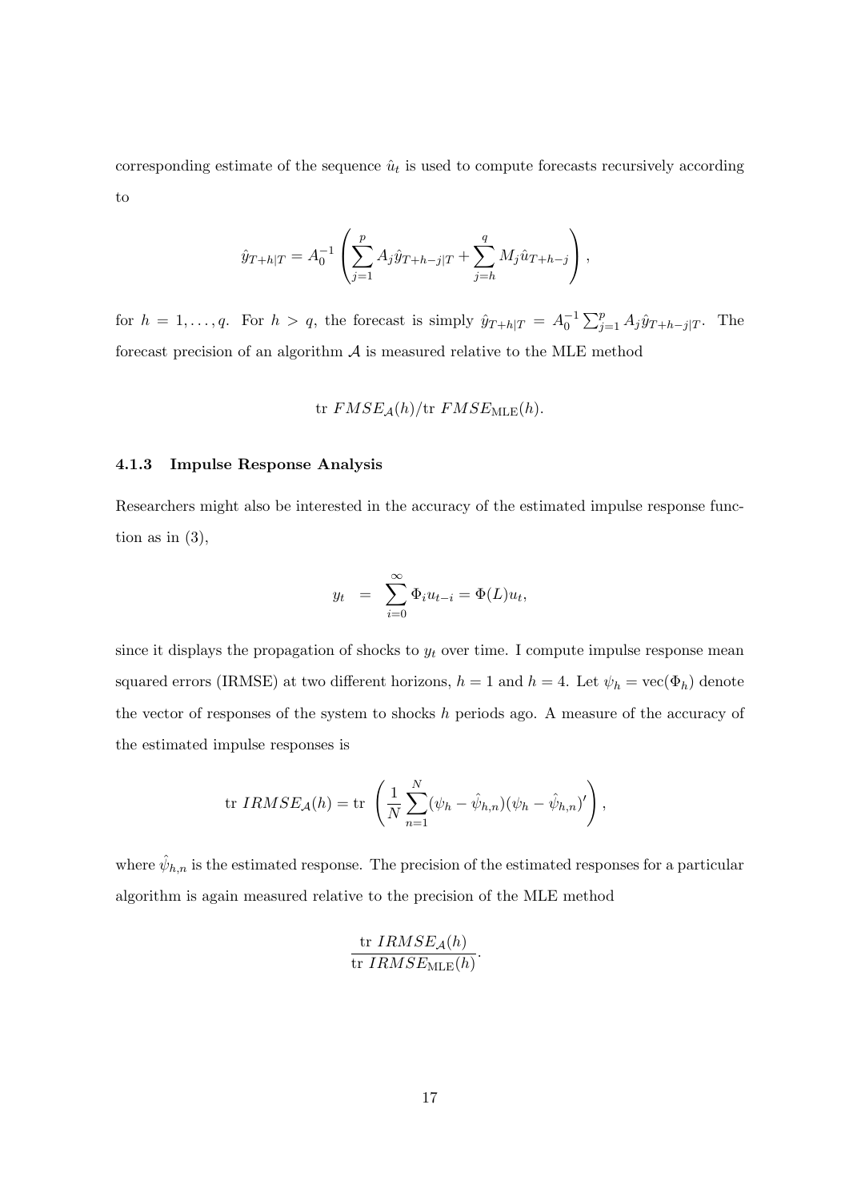corresponding estimate of the sequence $\hat{u}_t$ is used to compute forecasts recursively according to

$$\hat{y}_{T+h|T} = A_0^{-1} \left( \sum_{j=1}^{p} A_j \hat{y}_{T+h-j|T} + \sum_{j=h}^{q} M_j \hat{u}_{T+h-j} \right),$$

for $h = 1, \dots, q$. For $h > q$, the forecast is simply $\hat{y}_{T+h|T} = A_0^{-1} \sum_{j=1}^{p} A_j \hat{y}_{T+h-j|T}$. The forecast precision of an algorithm $\mathcal{A}$ is measured relative to the MLE method

$$\text{tr } FMSE_{\mathcal{A}}(h) / \text{tr } FMSE_{\text{MLE}}(h).$$

### 4.1.3 Impulse Response Analysis

Researchers might also be interested in the accuracy of the estimated impulse response function as in (3),

$$y_t \;=\; \sum_{i=0}^{\infty} \Phi_i u_{t-i} = \Phi(L) u_t,$$

since it displays the propagation of shocks to $y_t$ over time. I compute impulse response mean squared errors (IRMSE) at two different horizons, $h = 1$ and $h = 4$. Let $\psi_h = \text{vec}(\Phi_h)$ denote the vector of responses of the system to shocks $h$ periods ago. A measure of the accuracy of the estimated impulse responses is

$$\text{tr } IRMSE_{\mathcal{A}}(h) = \text{tr } \left( \frac{1}{N} \sum_{n=1}^{N} (\psi_h - \hat{\psi}_{h,n})(\psi_h - \hat{\psi}_{h,n})' \right),$$

where $\hat{\psi}_{h,n}$ is the estimated response. The precision of the estimated responses for a particular algorithm is again measured relative to the precision of the MLE method

$$\frac{\text{tr } IRMSE_{\mathcal{A}}(h)}{\text{tr } IRMSE_{\text{MLE}}(h)}.$$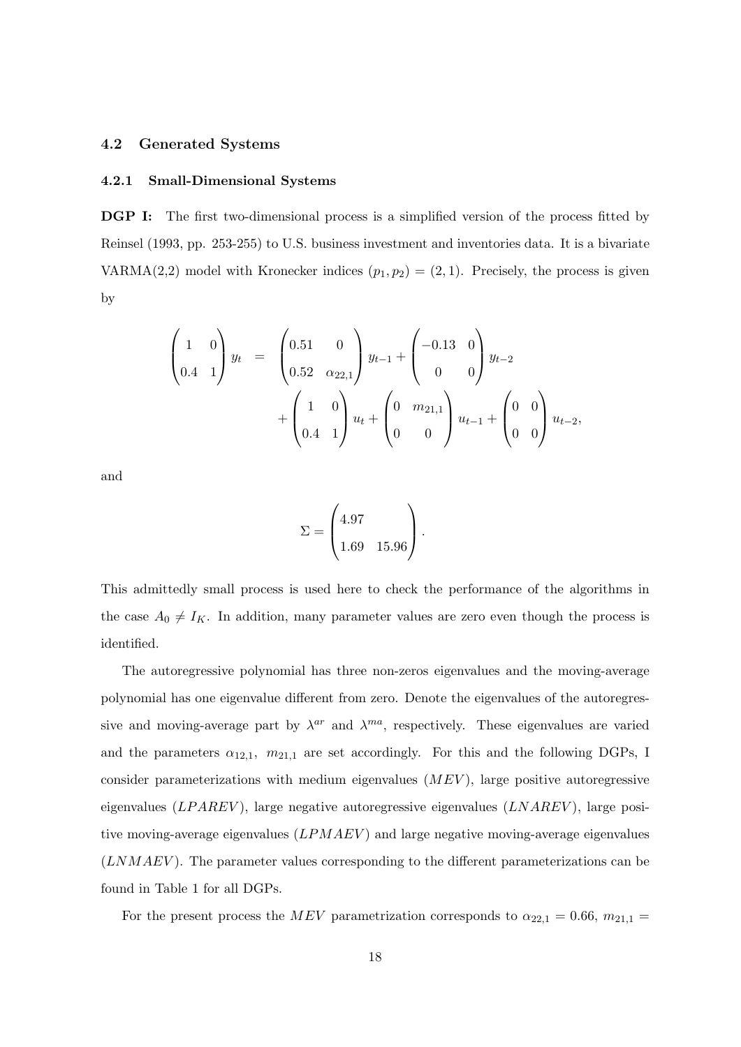### 4.2 Generated Systems

#### 4.2.1 Small-Dimensional Systems

**DGP I:** The first two-dimensional process is a simplified version of the process fitted by Reinsel (1993, pp. 253-255) to U.S. business investment and inventories data. It is a bivariate VARMA(2,2) model with Kronecker indices $(p_1, p_2) = (2, 1)$. Precisely, the process is given by

$$
\begin{aligned}
\begin{pmatrix} 1 & 0 \\ 0.4 & 1 \end{pmatrix} y_t &= \begin{pmatrix} 0.51 & 0 \\ 0.52 & \alpha_{22,1} \end{pmatrix} y_{t-1} + \begin{pmatrix} -0.13 & 0 \\ 0 & 0 \end{pmatrix} y_{t-2} \\
&\quad + \begin{pmatrix} 1 & 0 \\ 0.4 & 1 \end{pmatrix} u_t + \begin{pmatrix} 0 & m_{21,1} \\ 0 & 0 \end{pmatrix} u_{t-1} + \begin{pmatrix} 0 & 0 \\ 0 & 0 \end{pmatrix} u_{t-2},
\end{aligned}
$$

and

$$
\Sigma = \begin{pmatrix} 4.97 & \\ 1.69 & 15.96 \end{pmatrix}.
$$

This admittedly small process is used here to check the performance of the algorithms in the case $A_0 \neq I_K$. In addition, many parameter values are zero even though the process is identified.

The autoregressive polynomial has three non-zeros eigenvalues and the moving-average polynomial has one eigenvalue different from zero. Denote the eigenvalues of the autoregressive and moving-average part by $\lambda^{ar}$ and $\lambda^{ma}$, respectively. These eigenvalues are varied and the parameters $\alpha_{12,1}$, $m_{21,1}$ are set accordingly. For this and the following DGPs, I consider parameterizations with medium eigenvalues ($MEV$), large positive autoregressive eigenvalues ($LPAREV$), large negative autoregressive eigenvalues ($LNAREV$), large positive moving-average eigenvalues ($LPMAEV$) and large negative moving-average eigenvalues ($LNMAEV$). The parameter values corresponding to the different parameterizations can be found in Table 1 for all DGPs.

For the present process the $MEV$ parametrization corresponds to $\alpha_{22,1} = 0.66$, $m_{21,1} =$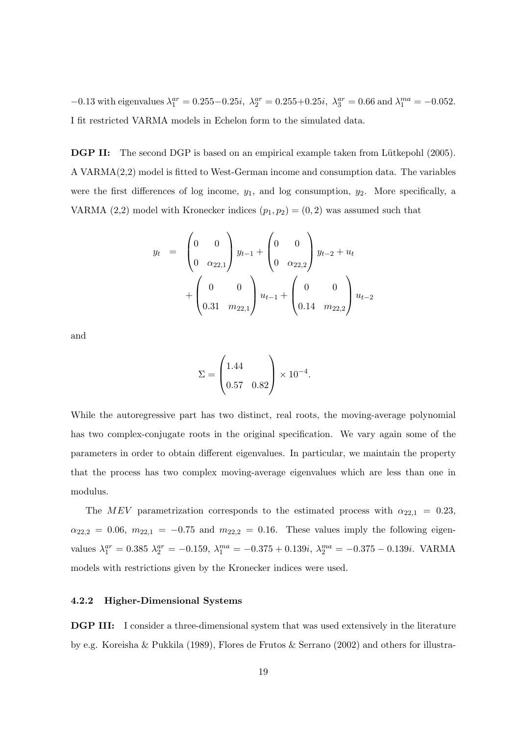$-0.13$ with eigenvalues $\lambda_1^{ar} = 0.255 - 0.25i$, $\lambda_2^{ar} = 0.255 + 0.25i$, $\lambda_3^{ar} = 0.66$ and $\lambda_1^{ma} = -0.052$. I fit restricted VARMA models in Echelon form to the simulated data.

**DGP II:** The second DGP is based on an empirical example taken from Lütkepohl (2005). A VARMA(2,2) model is fitted to West-German income and consumption data. The variables were the first differences of log income, $y_1$, and log consumption, $y_2$. More specifically, a VARMA (2,2) model with Kronecker indices $(p_1, p_2) = (0, 2)$ was assumed such that

$$
\begin{aligned}
y_t &= \begin{pmatrix} 0 & 0 \\ 0 & \alpha_{22,1} \end{pmatrix} y_{t-1} + \begin{pmatrix} 0 & 0 \\ 0 & \alpha_{22,2} \end{pmatrix} y_{t-2} + u_t \\
&\quad + \begin{pmatrix} 0 & 0 \\ 0.31 & m_{22,1} \end{pmatrix} u_{t-1} + \begin{pmatrix} 0 & 0 \\ 0.14 & m_{22,2} \end{pmatrix} u_{t-2}
\end{aligned}
$$

and

$$
\Sigma = \begin{pmatrix} 1.44 & \\ 0.57 & 0.82 \end{pmatrix} \times 10^{-4}.
$$

While the autoregressive part has two distinct, real roots, the moving-average polynomial has two complex-conjugate roots in the original specification. We vary again some of the parameters in order to obtain different eigenvalues. In particular, we maintain the property that the process has two complex moving-average eigenvalues which are less than one in modulus.

The *MEV* parametrization corresponds to the estimated process with $\alpha_{22,1} = 0.23$, $\alpha_{22,2} = 0.06$, $m_{22,1} = -0.75$ and $m_{22,2} = 0.16$. These values imply the following eigenvalues $\lambda_1^{ar} = 0.385$ $\lambda_2^{ar} = -0.159$, $\lambda_1^{ma} = -0.375 + 0.139i$, $\lambda_2^{ma} = -0.375 - 0.139i$. VARMA models with restrictions given by the Kronecker indices were used.

#### 4.2.2 Higher-Dimensional Systems

**DGP III:** I consider a three-dimensional system that was used extensively in the literature by e.g. Koreisha & Pukkila (1989), Flores de Frutos & Serrano (2002) and others for illustra-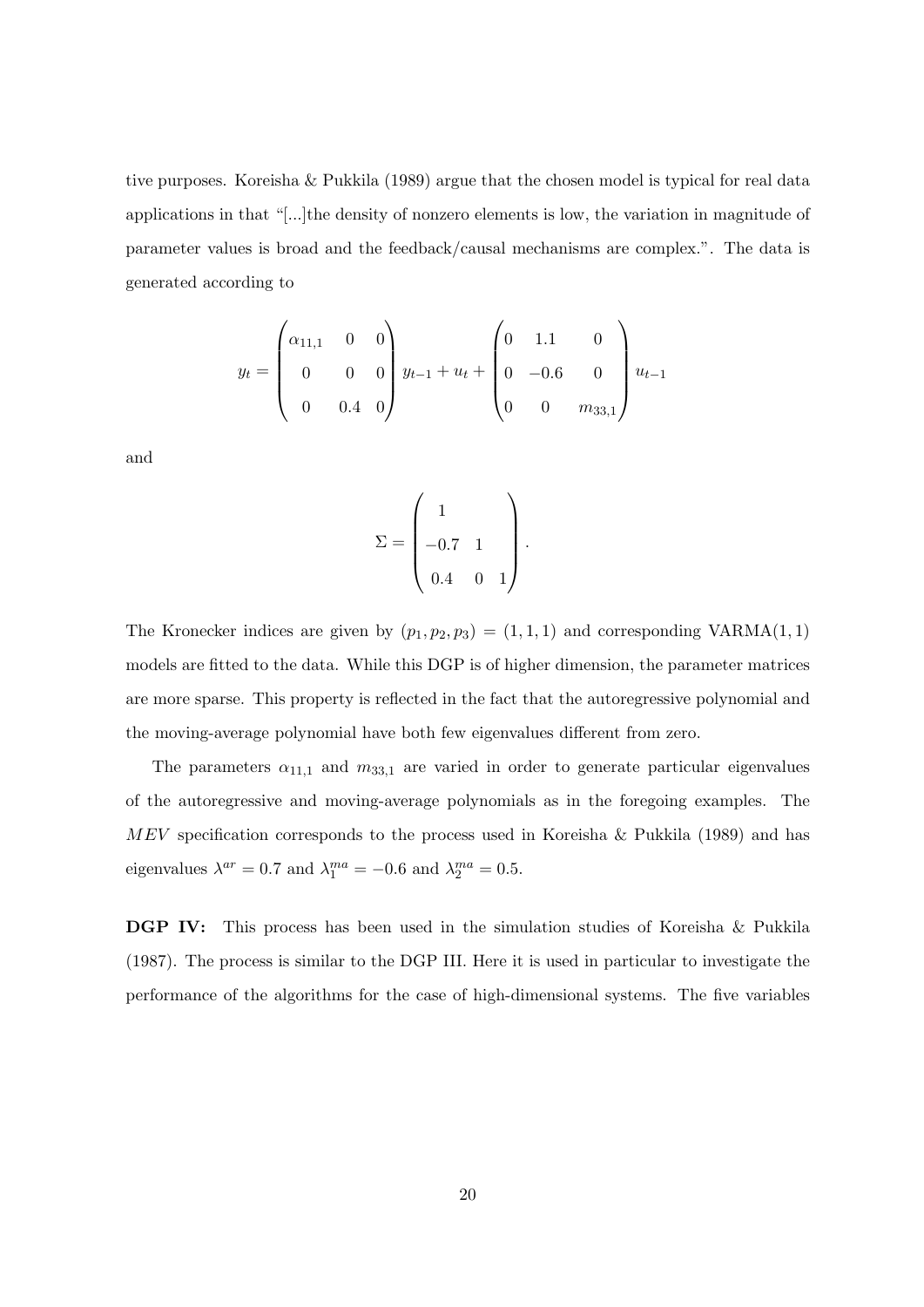tive purposes. Koreisha & Pukkila (1989) argue that the chosen model is typical for real data applications in that "[...]the density of nonzero elements is low, the variation in magnitude of parameter values is broad and the feedback/causal mechanisms are complex.". The data is generated according to

$$
y_t = \begin{pmatrix} \alpha_{11,1} & 0 & 0 \\ 0 & 0 & 0 \\ 0 & 0.4 & 0 \end{pmatrix} y_{t-1} + u_t + \begin{pmatrix} 0 & 1.1 & 0 \\ 0 & -0.6 & 0 \\ 0 & 0 & m_{33,1} \end{pmatrix} u_{t-1}
$$

and

$$
\Sigma = \begin{pmatrix} 1 & & \\ -0.7 & 1 & \\ 0.4 & 0 & 1 \end{pmatrix}.
$$

The Kronecker indices are given by $(p_1, p_2, p_3) = (1, 1, 1)$ and corresponding VARMA$(1, 1)$ models are fitted to the data. While this DGP is of higher dimension, the parameter matrices are more sparse. This property is reflected in the fact that the autoregressive polynomial and the moving-average polynomial have both few eigenvalues different from zero.

The parameters $\alpha_{11,1}$ and $m_{33,1}$ are varied in order to generate particular eigenvalues of the autoregressive and moving-average polynomials as in the foregoing examples. The $MEV$ specification corresponds to the process used in Koreisha & Pukkila (1989) and has eigenvalues $\lambda^{ar} = 0.7$ and $\lambda_1^{ma} = -0.6$ and $\lambda_2^{ma} = 0.5$.

**DGP IV:** This process has been used in the simulation studies of Koreisha & Pukkila (1987). The process is similar to the DGP III. Here it is used in particular to investigate the performance of the algorithms for the case of high-dimensional systems. The five variables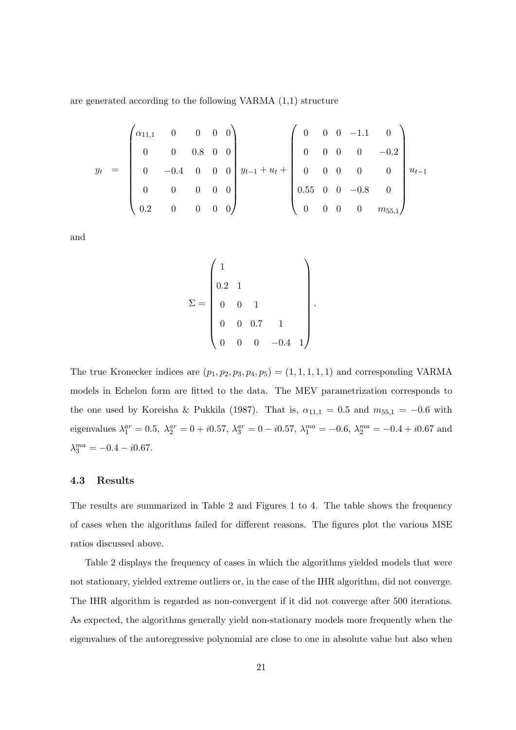are generated according to the following VARMA (1,1) structure

$$
y_t = \begin{pmatrix} \alpha_{11,1} & 0 & 0 & 0 & 0 \\ 0 & 0 & 0.8 & 0 & 0 \\ 0 & -0.4 & 0 & 0 & 0 \\ 0 & 0 & 0 & 0 & 0 \\ 0.2 & 0 & 0 & 0 & 0 \end{pmatrix} y_{t-1} + u_t + \begin{pmatrix} 0 & 0 & 0 & -1.1 & 0 \\ 0 & 0 & 0 & 0 & -0.2 \\ 0 & 0 & 0 & 0 & 0 \\ 0.55 & 0 & 0 & -0.8 & 0 \\ 0 & 0 & 0 & 0 & m_{55,1} \end{pmatrix} u_{t-1}
$$

and

$$
\Sigma = \begin{pmatrix} 1 & & & & \\ 0.2 & 1 & & & \\ 0 & 0 & 1 & & \\ 0 & 0 & 0.7 & 1 & \\ 0 & 0 & 0 & -0.4 & 1 \end{pmatrix}.
$$

The true Kronecker indices are $(p_1, p_2, p_3, p_4, p_5) = (1, 1, 1, 1, 1)$ and corresponding VARMA models in Echelon form are fitted to the data. The MEV parametrization corresponds to the one used by Koreisha & Pukkila (1987). That is, $\alpha_{11,1} = 0.5$ and $m_{55,1} = -0.6$ with eigenvalues $\lambda_1^{ar} = 0.5$, $\lambda_2^{ar} = 0 + i0.57$, $\lambda_3^{ar} = 0 - i0.57$, $\lambda_1^{ma} = -0.6$, $\lambda_2^{ma} = -0.4 + i0.67$ and $\lambda_3^{ma} = -0.4 - i0.67$.

### 4.3 Results

The results are summarized in Table 2 and Figures 1 to 4. The table shows the frequency of cases when the algorithms failed for different reasons. The figures plot the various MSE ratios discussed above.

Table 2 displays the frequency of cases in which the algorithms yielded models that were not stationary, yielded extreme outliers or, in the case of the IHR algorithm, did not converge. The IHR algorithm is regarded as non-convergent if it did not converge after 500 iterations. As expected, the algorithms generally yield non-stationary models more frequently when the eigenvalues of the autoregressive polynomial are close to one in absolute value but also when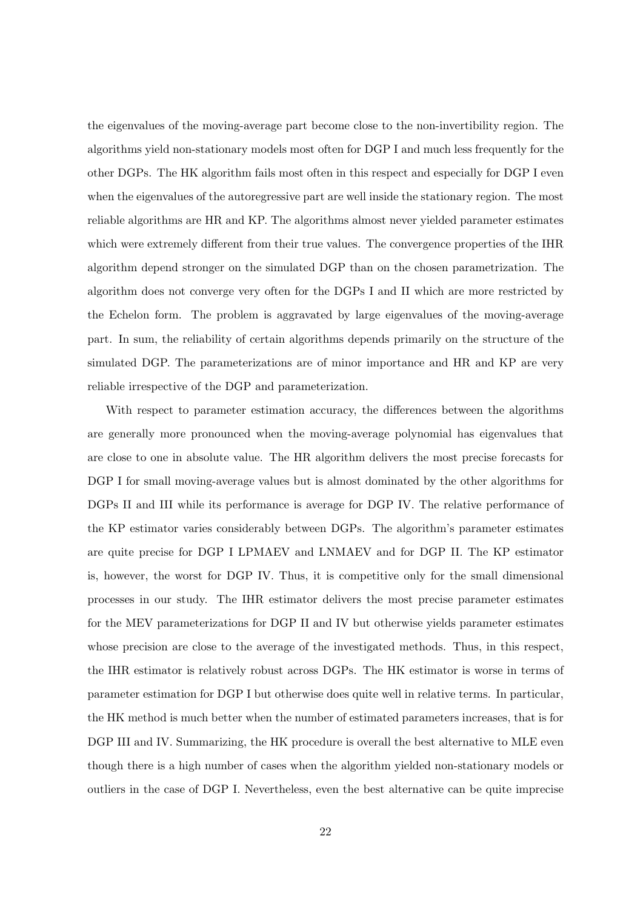the eigenvalues of the moving-average part become close to the non-invertibility region. The algorithms yield non-stationary models most often for DGP I and much less frequently for the other DGPs. The HK algorithm fails most often in this respect and especially for DGP I even when the eigenvalues of the autoregressive part are well inside the stationary region. The most reliable algorithms are HR and KP. The algorithms almost never yielded parameter estimates which were extremely different from their true values. The convergence properties of the IHR algorithm depend stronger on the simulated DGP than on the chosen parametrization. The algorithm does not converge very often for the DGPs I and II which are more restricted by the Echelon form. The problem is aggravated by large eigenvalues of the moving-average part. In sum, the reliability of certain algorithms depends primarily on the structure of the simulated DGP. The parameterizations are of minor importance and HR and KP are very reliable irrespective of the DGP and parameterization.

With respect to parameter estimation accuracy, the differences between the algorithms are generally more pronounced when the moving-average polynomial has eigenvalues that are close to one in absolute value. The HR algorithm delivers the most precise forecasts for DGP I for small moving-average values but is almost dominated by the other algorithms for DGPs II and III while its performance is average for DGP IV. The relative performance of the KP estimator varies considerably between DGPs. The algorithm's parameter estimates are quite precise for DGP I LPMAEV and LNMAEV and for DGP II. The KP estimator is, however, the worst for DGP IV. Thus, it is competitive only for the small dimensional processes in our study. The IHR estimator delivers the most precise parameter estimates for the MEV parameterizations for DGP II and IV but otherwise yields parameter estimates whose precision are close to the average of the investigated methods. Thus, in this respect, the IHR estimator is relatively robust across DGPs. The HK estimator is worse in terms of parameter estimation for DGP I but otherwise does quite well in relative terms. In particular, the HK method is much better when the number of estimated parameters increases, that is for DGP III and IV. Summarizing, the HK procedure is overall the best alternative to MLE even though there is a high number of cases when the algorithm yielded non-stationary models or outliers in the case of DGP I. Nevertheless, even the best alternative can be quite imprecise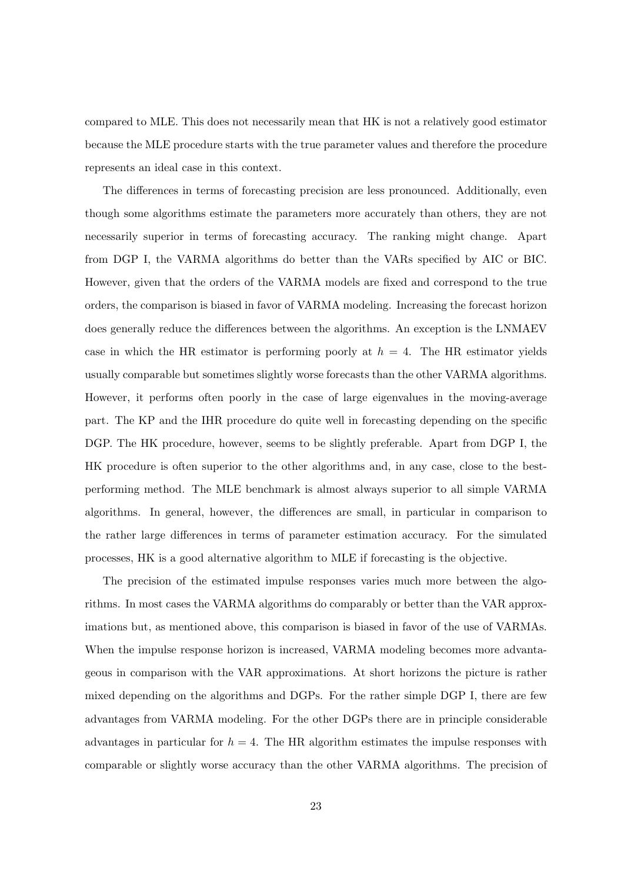compared to MLE. This does not necessarily mean that HK is not a relatively good estimator because the MLE procedure starts with the true parameter values and therefore the procedure represents an ideal case in this context.

The differences in terms of forecasting precision are less pronounced. Additionally, even though some algorithms estimate the parameters more accurately than others, they are not necessarily superior in terms of forecasting accuracy. The ranking might change. Apart from DGP I, the VARMA algorithms do better than the VARs specified by AIC or BIC. However, given that the orders of the VARMA models are fixed and correspond to the true orders, the comparison is biased in favor of VARMA modeling. Increasing the forecast horizon does generally reduce the differences between the algorithms. An exception is the LNMAEV case in which the HR estimator is performing poorly at $h = 4$. The HR estimator yields usually comparable but sometimes slightly worse forecasts than the other VARMA algorithms. However, it performs often poorly in the case of large eigenvalues in the moving-average part. The KP and the IHR procedure do quite well in forecasting depending on the specific DGP. The HK procedure, however, seems to be slightly preferable. Apart from DGP I, the HK procedure is often superior to the other algorithms and, in any case, close to the best-performing method. The MLE benchmark is almost always superior to all simple VARMA algorithms. In general, however, the differences are small, in particular in comparison to the rather large differences in terms of parameter estimation accuracy. For the simulated processes, HK is a good alternative algorithm to MLE if forecasting is the objective.

The precision of the estimated impulse responses varies much more between the algorithms. In most cases the VARMA algorithms do comparably or better than the VAR approximations but, as mentioned above, this comparison is biased in favor of the use of VARMAs. When the impulse response horizon is increased, VARMA modeling becomes more advantageous in comparison with the VAR approximations. At short horizons the picture is rather mixed depending on the algorithms and DGPs. For the rather simple DGP I, there are few advantages from VARMA modeling. For the other DGPs there are in principle considerable advantages in particular for $h = 4$. The HR algorithm estimates the impulse responses with comparable or slightly worse accuracy than the other VARMA algorithms. The precision of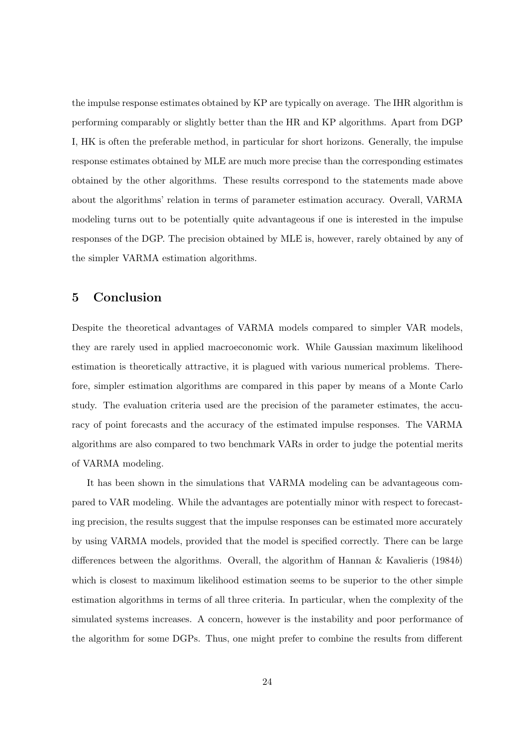the impulse response estimates obtained by KP are typically on average. The IHR algorithm is performing comparably or slightly better than the HR and KP algorithms. Apart from DGP I, HK is often the preferable method, in particular for short horizons. Generally, the impulse response estimates obtained by MLE are much more precise than the corresponding estimates obtained by the other algorithms. These results correspond to the statements made above about the algorithms' relation in terms of parameter estimation accuracy. Overall, VARMA modeling turns out to be potentially quite advantageous if one is interested in the impulse responses of the DGP. The precision obtained by MLE is, however, rarely obtained by any of the simpler VARMA estimation algorithms.

# 5 Conclusion

Despite the theoretical advantages of VARMA models compared to simpler VAR models, they are rarely used in applied macroeconomic work. While Gaussian maximum likelihood estimation is theoretically attractive, it is plagued with various numerical problems. Therefore, simpler estimation algorithms are compared in this paper by means of a Monte Carlo study. The evaluation criteria used are the precision of the parameter estimates, the accuracy of point forecasts and the accuracy of the estimated impulse responses. The VARMA algorithms are also compared to two benchmark VARs in order to judge the potential merits of VARMA modeling.

It has been shown in the simulations that VARMA modeling can be advantageous compared to VAR modeling. While the advantages are potentially minor with respect to forecasting precision, the results suggest that the impulse responses can be estimated more accurately by using VARMA models, provided that the model is specified correctly. There can be large differences between the algorithms. Overall, the algorithm of Hannan & Kavalieris (1984*b*) which is closest to maximum likelihood estimation seems to be superior to the other simple estimation algorithms in terms of all three criteria. In particular, when the complexity of the simulated systems increases. A concern, however is the instability and poor performance of the algorithm for some DGPs. Thus, one might prefer to combine the results from different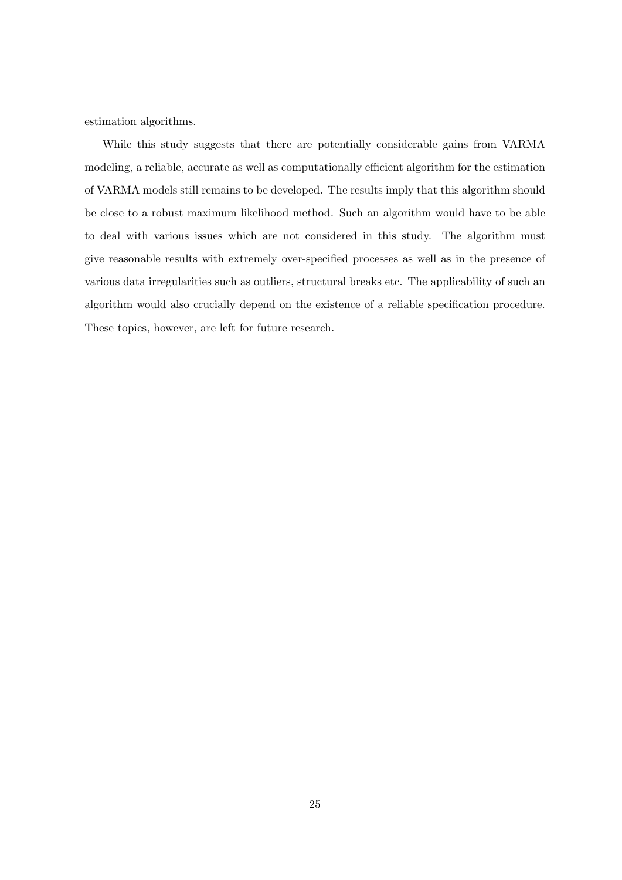estimation algorithms.

While this study suggests that there are potentially considerable gains from VARMA modeling, a reliable, accurate as well as computationally efficient algorithm for the estimation of VARMA models still remains to be developed. The results imply that this algorithm should be close to a robust maximum likelihood method. Such an algorithm would have to be able to deal with various issues which are not considered in this study. The algorithm must give reasonable results with extremely over-specified processes as well as in the presence of various data irregularities such as outliers, structural breaks etc. The applicability of such an algorithm would also crucially depend on the existence of a reliable specification procedure. These topics, however, are left for future research.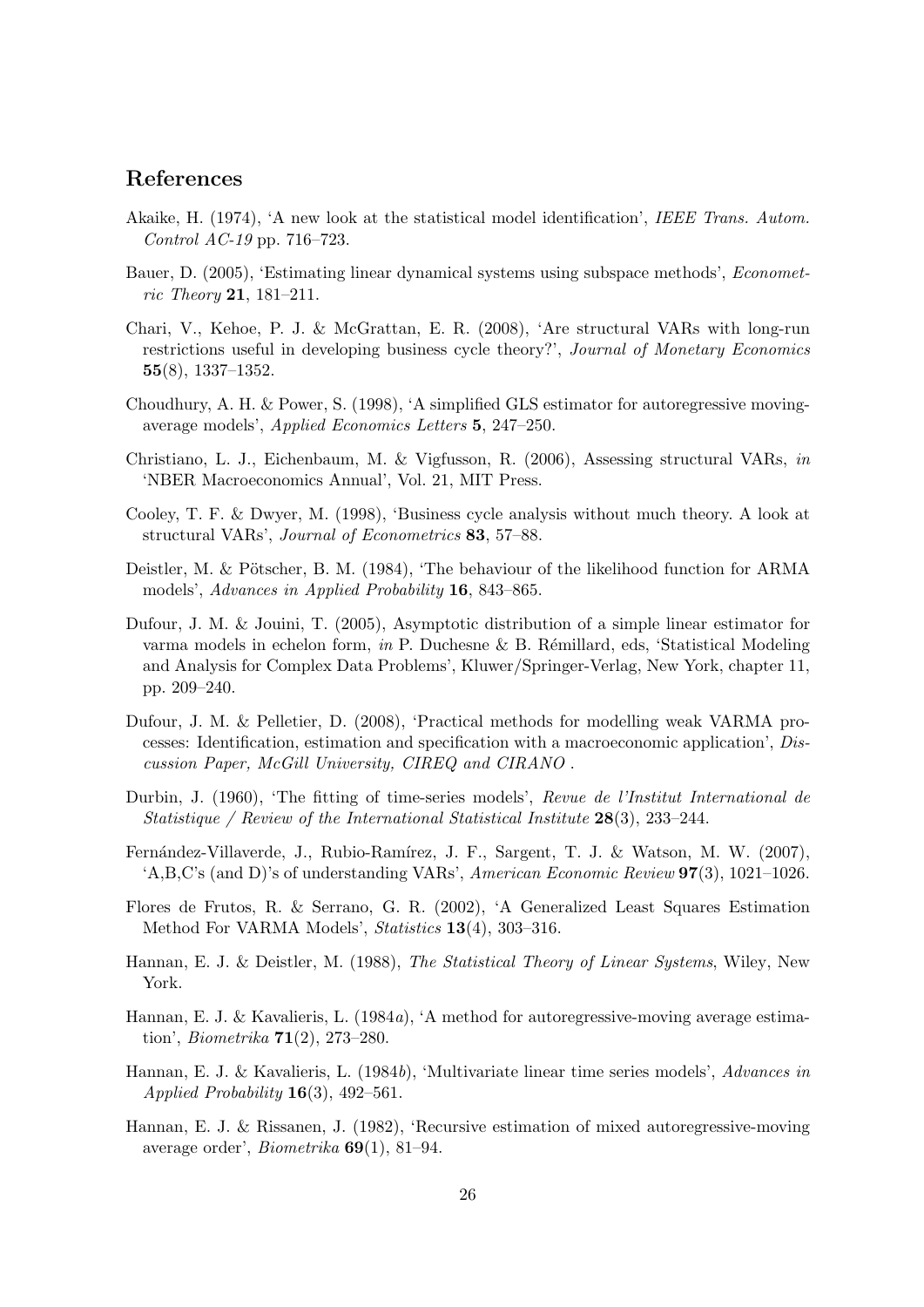## References

Akaike, H. (1974), 'A new look at the statistical model identification', *IEEE Trans. Autom. Control AC-19* pp. 716–723.

Bauer, D. (2005), 'Estimating linear dynamical systems using subspace methods', *Econometric Theory* **21**, 181–211.

Chari, V., Kehoe, P. J. & McGrattan, E. R. (2008), 'Are structural VARs with long-run restrictions useful in developing business cycle theory?', *Journal of Monetary Economics* **55**(8), 1337–1352.

Choudhury, A. H. & Power, S. (1998), 'A simplified GLS estimator for autoregressive moving-average models', *Applied Economics Letters* **5**, 247–250.

Christiano, L. J., Eichenbaum, M. & Vigfusson, R. (2006), Assessing structural VARs, *in* 'NBER Macroeconomics Annual', Vol. 21, MIT Press.

Cooley, T. F. & Dwyer, M. (1998), 'Business cycle analysis without much theory. A look at structural VARs', *Journal of Econometrics* **83**, 57–88.

Deistler, M. & Pötscher, B. M. (1984), 'The behaviour of the likelihood function for ARMA models', *Advances in Applied Probability* **16**, 843–865.

Dufour, J. M. & Jouini, T. (2005), Asymptotic distribution of a simple linear estimator for varma models in echelon form, *in* P. Duchesne & B. Rémillard, eds, 'Statistical Modeling and Analysis for Complex Data Problems', Kluwer/Springer-Verlag, New York, chapter 11, pp. 209–240.

Dufour, J. M. & Pelletier, D. (2008), 'Practical methods for modelling weak VARMA processes: Identification, estimation and specification with a macroeconomic application', *Discussion Paper, McGill University, CIREQ and CIRANO* .

Durbin, J. (1960), 'The fitting of time-series models', *Revue de l'Institut International de Statistique / Review of the International Statistical Institute* **28**(3), 233–244.

Fernández-Villaverde, J., Rubio-Ramírez, J. F., Sargent, T. J. & Watson, M. W. (2007), 'A,B,C's (and D)'s of understanding VARs', *American Economic Review* **97**(3), 1021–1026.

Flores de Frutos, R. & Serrano, G. R. (2002), 'A Generalized Least Squares Estimation Method For VARMA Models', *Statistics* **13**(4), 303–316.

Hannan, E. J. & Deistler, M. (1988), *The Statistical Theory of Linear Systems*, Wiley, New York.

Hannan, E. J. & Kavalieris, L. (1984*a*), 'A method for autoregressive-moving average estimation', *Biometrika* **71**(2), 273–280.

Hannan, E. J. & Kavalieris, L. (1984*b*), 'Multivariate linear time series models', *Advances in Applied Probability* **16**(3), 492–561.

Hannan, E. J. & Rissanen, J. (1982), 'Recursive estimation of mixed autoregressive-moving average order', *Biometrika* **69**(1), 81–94.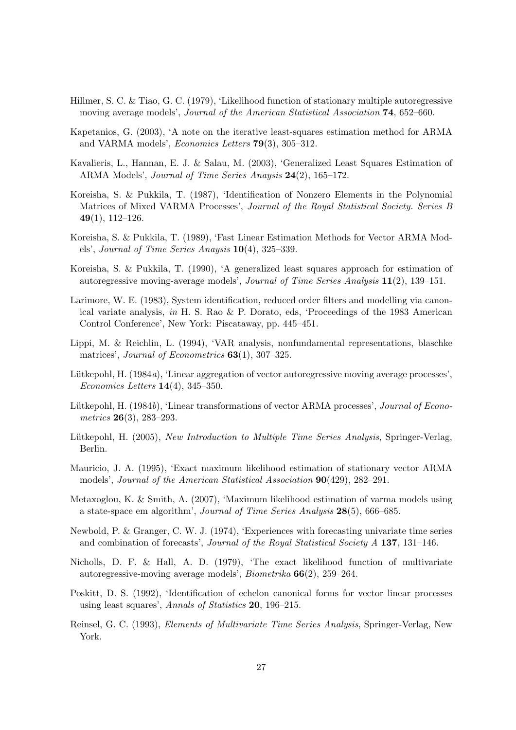Hillmer, S. C. & Tiao, G. C. (1979), 'Likelihood function of stationary multiple autoregressive moving average models', *Journal of the American Statistical Association* **74**, 652–660.

Kapetanios, G. (2003), 'A note on the iterative least-squares estimation method for ARMA and VARMA models', *Economics Letters* **79**(3), 305–312.

Kavalieris, L., Hannan, E. J. & Salau, M. (2003), 'Generalized Least Squares Estimation of ARMA Models', *Journal of Time Series Anaysis* **24**(2), 165–172.

Koreisha, S. & Pukkila, T. (1987), 'Identification of Nonzero Elements in the Polynomial Matrices of Mixed VARMA Processes', *Journal of the Royal Statistical Society. Series B* **49**(1), 112–126.

Koreisha, S. & Pukkila, T. (1989), 'Fast Linear Estimation Methods for Vector ARMA Models', *Journal of Time Series Anaysis* **10**(4), 325–339.

Koreisha, S. & Pukkila, T. (1990), 'A generalized least squares approach for estimation of autoregressive moving-average models', *Journal of Time Series Analysis* **11**(2), 139–151.

Larimore, W. E. (1983), System identification, reduced order filters and modelling via canonical variate analysis, *in* H. S. Rao & P. Dorato, eds, 'Proceedings of the 1983 American Control Conference', New York: Piscataway, pp. 445–451.

Lippi, M. & Reichlin, L. (1994), 'VAR analysis, nonfundamental representations, blaschke matrices', *Journal of Econometrics* **63**(1), 307–325.

Lütkepohl, H. (1984*a*), 'Linear aggregation of vector autoregressive moving average processes', *Economics Letters* **14**(4), 345–350.

Lütkepohl, H. (1984*b*), 'Linear transformations of vector ARMA processes', *Journal of Econometrics* **26**(3), 283–293.

Lütkepohl, H. (2005), *New Introduction to Multiple Time Series Analysis*, Springer-Verlag, Berlin.

Mauricio, J. A. (1995), 'Exact maximum likelihood estimation of stationary vector ARMA models', *Journal of the American Statistical Association* **90**(429), 282–291.

Metaxoglou, K. & Smith, A. (2007), 'Maximum likelihood estimation of varma models using a state-space em algorithm', *Journal of Time Series Analysis* **28**(5), 666–685.

Newbold, P. & Granger, C. W. J. (1974), 'Experiences with forecasting univariate time series and combination of forecasts', *Journal of the Royal Statistical Society A* **137**, 131–146.

Nicholls, D. F. & Hall, A. D. (1979), 'The exact likelihood function of multivariate autoregressive-moving average models', *Biometrika* **66**(2), 259–264.

Poskitt, D. S. (1992), 'Identification of echelon canonical forms for vector linear processes using least squares', *Annals of Statistics* **20**, 196–215.

Reinsel, G. C. (1993), *Elements of Multivariate Time Series Analysis*, Springer-Verlag, New York.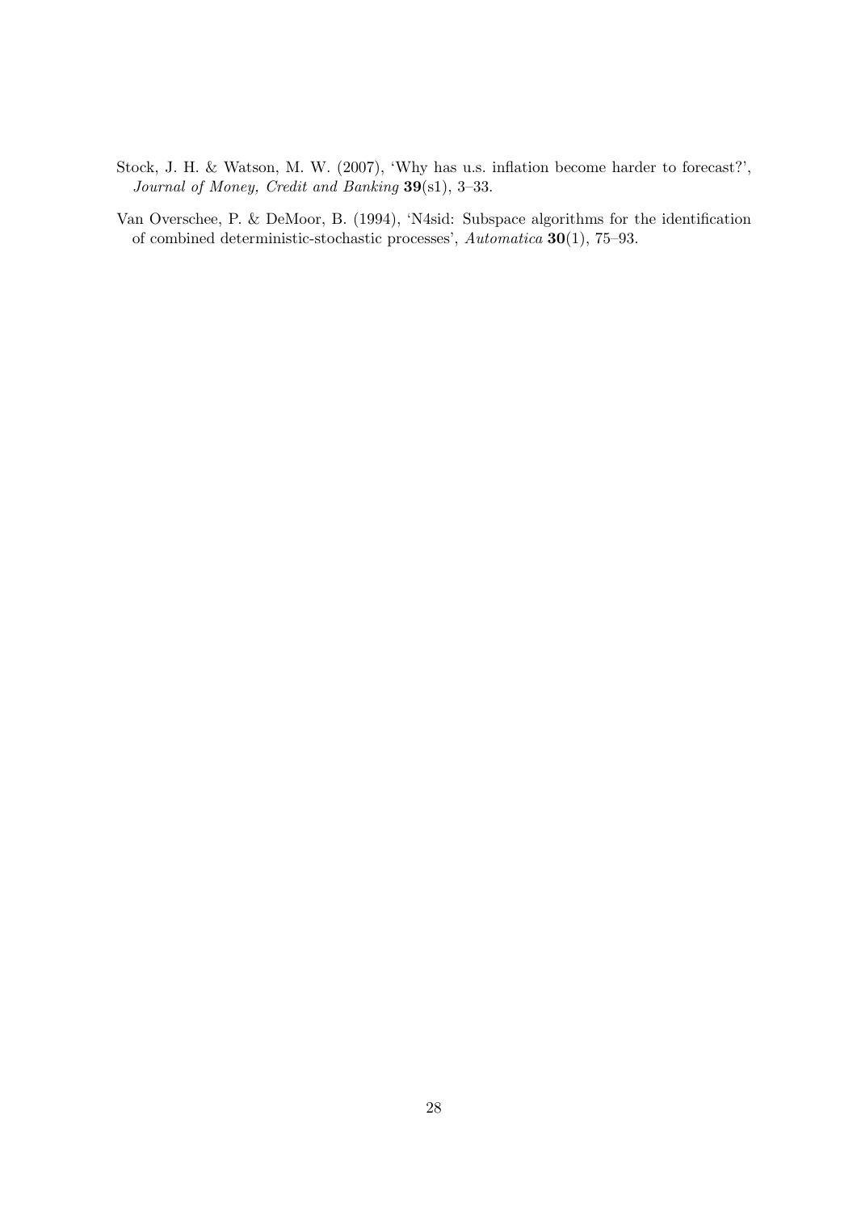Stock, J. H. & Watson, M. W. (2007), 'Why has u.s. inflation become harder to forecast?', *Journal of Money, Credit and Banking* **39**(s1), 3–33.

Van Overschee, P. & DeMoor, B. (1994), 'N4sid: Subspace algorithms for the identification of combined deterministic-stochastic processes', *Automatica* **30**(1), 75–93.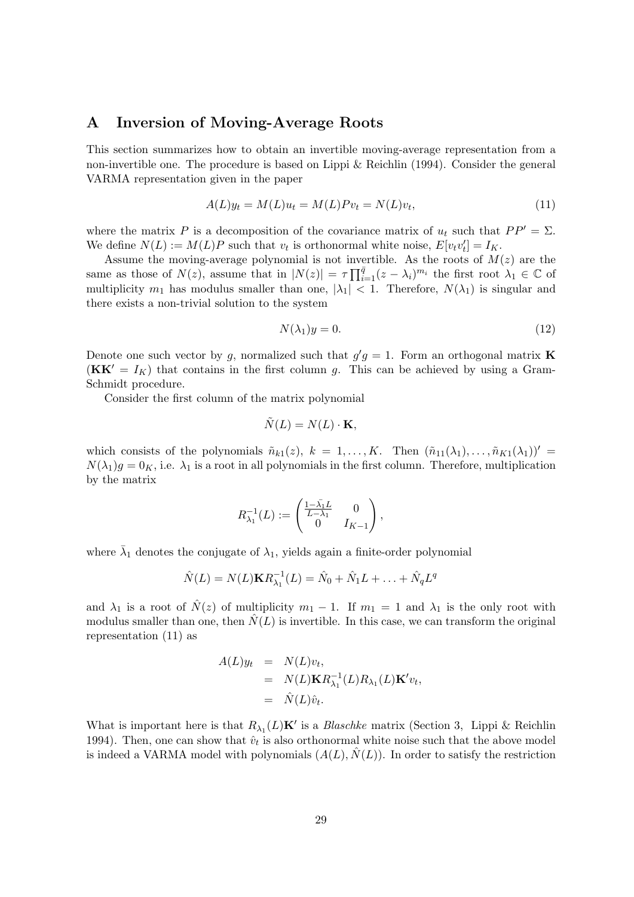# A Inversion of Moving-Average Roots

This section summarizes how to obtain an invertible moving-average representation from a non-invertible one. The procedure is based on Lippi & Reichlin (1994). Consider the general VARMA representation given in the paper

$$A(L)y_t = M(L)u_t = M(L)Pv_t = N(L)v_t, \tag{11}$$

where the matrix $P$ is a decomposition of the covariance matrix of $u_t$ such that $PP' = \Sigma$. We define $N(L) := M(L)P$ such that $v_t$ is orthonormal white noise, $E[v_t v_t'] = I_K$.

Assume the moving-average polynomial is not invertible. As the roots of $M(z)$ are the same as those of $N(z)$, assume that in $|N(z)| = \tau \prod_{i=1}^{\bar{q}} (z - \lambda_i)^{m_i}$ the first root $\lambda_1 \in \mathbb{C}$ of multiplicity $m_1$ has modulus smaller than one, $|\lambda_1| < 1$. Therefore, $N(\lambda_1)$ is singular and there exists a non-trivial solution to the system

$$N(\lambda_1)y = 0. \tag{12}$$

Denote one such vector by $g$, normalized such that $g'g = 1$. Form an orthogonal matrix $\mathbf{K}$ ($\mathbf{K}\mathbf{K}' = I_K$) that contains in the first column $g$. This can be achieved by using a Gram-Schmidt procedure.

Consider the first column of the matrix polynomial

$$\tilde{N}(L) = N(L) \cdot \mathbf{K},$$

which consists of the polynomials $\tilde{n}_{k1}(z)$, $k = 1, \ldots, K$. Then $(\tilde{n}_{11}(\lambda_1), \ldots, \tilde{n}_{K1}(\lambda_1))' = N(\lambda_1)g = 0_K$, i.e. $\lambda_1$ is a root in all polynomials in the first column. Therefore, multiplication by the matrix

$$R_{\lambda_1}^{-1}(L) := \begin{pmatrix} \frac{1-\bar{\lambda}_1 L}{L-\lambda_1} & 0 \\ 0 & I_{K-1} \end{pmatrix},$$

where $\bar{\lambda}_1$ denotes the conjugate of $\lambda_1$, yields again a finite-order polynomial

$$\hat{N}(L) = N(L)\mathbf{K}R_{\lambda_1}^{-1}(L) = \hat{N}_0 + \hat{N}_1 L + \ldots + \hat{N}_q L^q$$

and $\lambda_1$ is a root of $\hat{N}(z)$ of multiplicity $m_1 - 1$. If $m_1 = 1$ and $\lambda_1$ is the only root with modulus smaller than one, then $\hat{N}(L)$ is invertible. In this case, we can transform the original representation (11) as

$$\begin{aligned} A(L)y_t &= N(L)v_t, \\ &= N(L)\mathbf{K}R_{\lambda_1}^{-1}(L)R_{\lambda_1}(L)\mathbf{K}'v_t, \\ &= \hat{N}(L)\hat{v}_t. \end{aligned}$$

What is important here is that $R_{\lambda_1}(L)\mathbf{K}'$ is a *Blaschke* matrix (Section 3, Lippi & Reichlin 1994). Then, one can show that $\hat{v}_t$ is also orthonormal white noise such that the above model is indeed a VARMA model with polynomials $(A(L), \hat{N}(L))$. In order to satisfy the restriction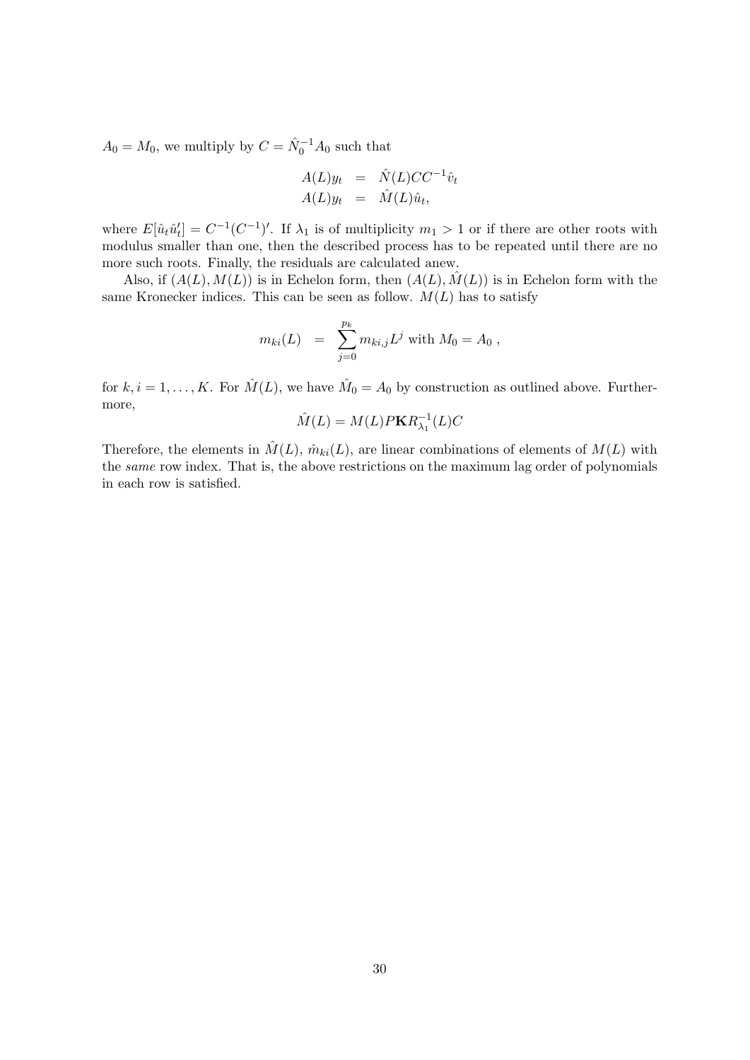$A_0 = M_0$, we multiply by $C = \hat{N}_0^{-1} A_0$ such that

$$
\begin{aligned}
A(L) y_t &= \hat{N}(L) C C^{-1} \hat{v}_t \\
A(L) y_t &= \hat{M}(L) \hat{u}_t,
\end{aligned}
$$

where $E[\hat{u}_t \hat{u}_t'] = C^{-1}(C^{-1})'$. If $\lambda_1$ is of multiplicity $m_1 > 1$ or if there are other roots with modulus smaller than one, then the described process has to be repeated until there are no more such roots. Finally, the residuals are calculated anew.

Also, if $(A(L), M(L))$ is in Echelon form, then $(A(L), \hat{M}(L))$ is in Echelon form with the same Kronecker indices. This can be seen as follow. $M(L)$ has to satisfy

$$
m_{ki}(L) \quad = \quad \sum_{j=0}^{p_k} m_{ki,j} L^j \text{ with } M_0 = A_0 \ ,
$$

for $k, i = 1, \ldots, K$. For $\hat{M}(L)$, we have $\hat{M}_0 = A_0$ by construction as outlined above. Furthermore,

$$
\hat{M}(L) = M(L) P \mathbf{K} R_{\lambda_1}^{-1}(L) C
$$

Therefore, the elements in $\hat{M}(L)$, $\hat{m}_{ki}(L)$, are linear combinations of elements of $M(L)$ with the *same* row index. That is, the above restrictions on the maximum lag order of polynomials in each row is satisfied.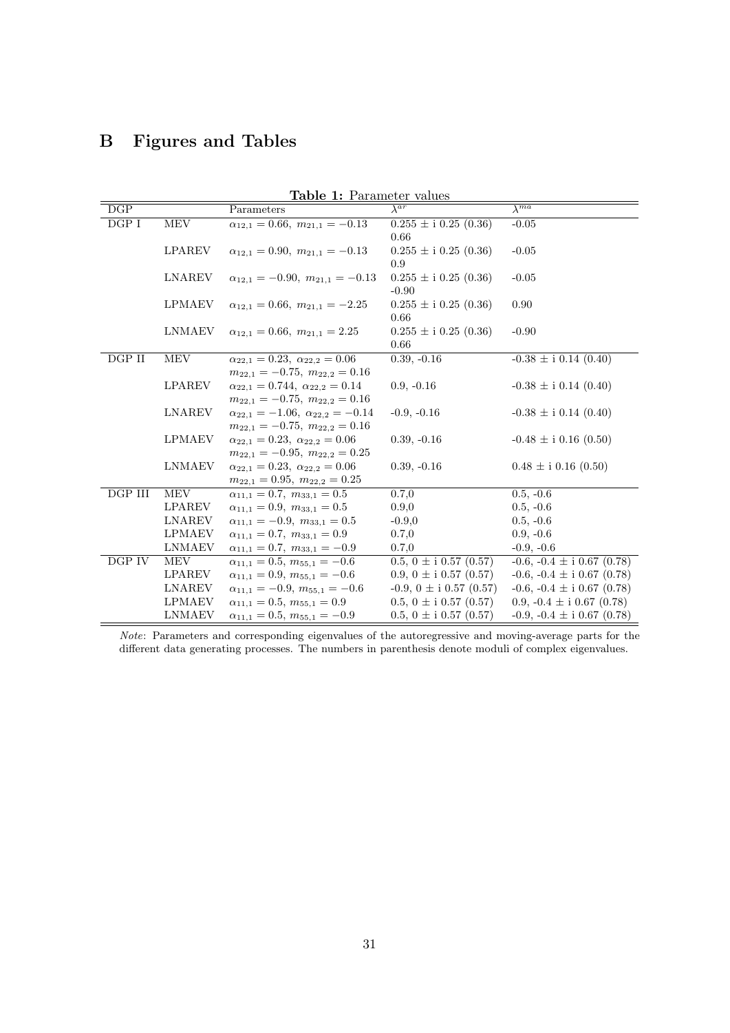# B Figures and Tables

**Table 1:** Parameter values

| DGP | | Parameters | $\lambda^{ar}$ | $\lambda^{ma}$ |
|---|---|---|---|---|
| DGP I | MEV | $\alpha_{12,1} = 0.66,\ m_{21,1} = -0.13$ | 0.255 ± i 0.25 (0.36)<br>0.66 | -0.05 |
| | LPAREV | $\alpha_{12,1} = 0.90,\ m_{21,1} = -0.13$ | 0.255 ± i 0.25 (0.36)<br>0.9 | -0.05 |
| | LNAREV | $\alpha_{12,1} = -0.90,\ m_{21,1} = -0.13$ | 0.255 ± i 0.25 (0.36)<br>-0.90 | -0.05 |
| | LPMAEV | $\alpha_{12,1} = 0.66,\ m_{21,1} = -2.25$ | 0.255 ± i 0.25 (0.36)<br>0.66 | 0.90 |
| | LNMAEV | $\alpha_{12,1} = 0.66,\ m_{21,1} = 2.25$ | 0.255 ± i 0.25 (0.36)<br>0.66 | -0.90 |
| DGP II | MEV | $\alpha_{22,1} = 0.23,\ \alpha_{22,2} = 0.06$<br>$m_{22,1} = -0.75,\ m_{22,2} = 0.16$ | 0.39, -0.16 | -0.38 ± i 0.14 (0.40) |
| | LPAREV | $\alpha_{22,1} = 0.744,\ \alpha_{22,2} = 0.14$<br>$m_{22,1} = -0.75,\ m_{22,2} = 0.16$ | 0.9, -0.16 | -0.38 ± i 0.14 (0.40) |
| | LNAREV | $\alpha_{22,1} = -1.06,\ \alpha_{22,2} = -0.14$<br>$m_{22,1} = -0.75,\ m_{22,2} = 0.16$ | -0.9, -0.16 | -0.38 ± i 0.14 (0.40) |
| | LPMAEV | $\alpha_{22,1} = 0.23,\ \alpha_{22,2} = 0.06$<br>$m_{22,1} = -0.95,\ m_{22,2} = 0.25$ | 0.39, -0.16 | -0.48 ± i 0.16 (0.50) |
| | LNMAEV | $\alpha_{22,1} = 0.23,\ \alpha_{22,2} = 0.06$<br>$m_{22,1} = 0.95,\ m_{22,2} = 0.25$ | 0.39, -0.16 | 0.48 ± i 0.16 (0.50) |
| DGP III | MEV | $\alpha_{11,1} = 0.7,\ m_{33,1} = 0.5$ | 0.7,0 | 0.5, -0.6 |
| | LPAREV | $\alpha_{11,1} = 0.9,\ m_{33,1} = 0.5$ | 0.9,0 | 0.5, -0.6 |
| | LNAREV | $\alpha_{11,1} = -0.9,\ m_{33,1} = 0.5$ | -0.9,0 | 0.5, -0.6 |
| | LPMAEV | $\alpha_{11,1} = 0.7,\ m_{33,1} = 0.9$ | 0.7,0 | 0.9, -0.6 |
| | LNMAEV | $\alpha_{11,1} = 0.7,\ m_{33,1} = -0.9$ | 0.7,0 | -0.9, -0.6 |
| DGP IV | MEV | $\alpha_{11,1} = 0.5,\ m_{55,1} = -0.6$ | 0.5, 0 ± i 0.57 (0.57) | -0.6, -0.4 ± i 0.67 (0.78) |
| | LPAREV | $\alpha_{11,1} = 0.9,\ m_{55,1} = -0.6$ | 0.9, 0 ± i 0.57 (0.57) | -0.6, -0.4 ± i 0.67 (0.78) |
| | LNAREV | $\alpha_{11,1} = -0.9,\ m_{55,1} = -0.6$ | -0.9, 0 ± i 0.57 (0.57) | -0.6, -0.4 ± i 0.67 (0.78) |
| | LPMAEV | $\alpha_{11,1} = 0.5,\ m_{55,1} = 0.9$ | 0.5, 0 ± i 0.57 (0.57) | 0.9, -0.4 ± i 0.67 (0.78) |
| | LNMAEV | $\alpha_{11,1} = 0.5,\ m_{55,1} = -0.9$ | 0.5, 0 ± i 0.57 (0.57) | -0.9, -0.4 ± i 0.67 (0.78) |

*Note*: Parameters and corresponding eigenvalues of the autoregressive and moving-average parts for the different data generating processes. The numbers in parenthesis denote moduli of complex eigenvalues.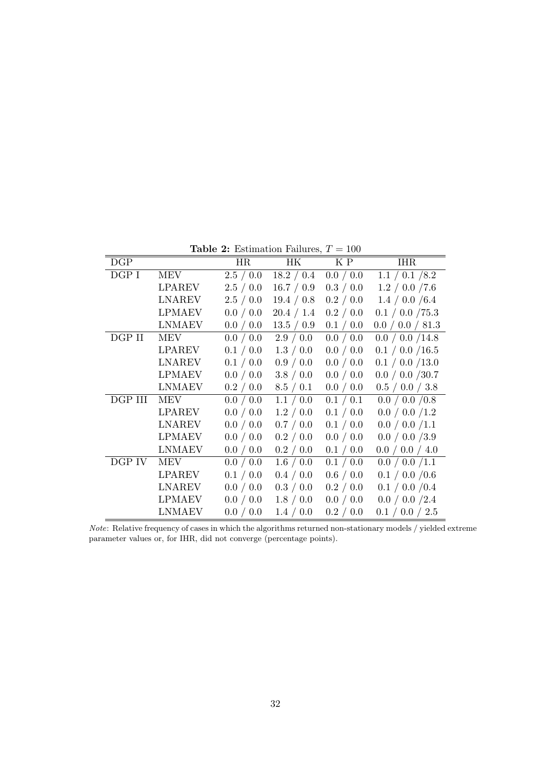**Table 2:** Estimation Failures, $T = 100$

| DGP | | HR | HK | K P | IHR |
|---|---|---|---|---|---|
| DGP I | MEV | 2.5 / 0.0 | 18.2 / 0.4 | 0.0 / 0.0 | 1.1 / 0.1 /8.2 |
| | LPAREV | 2.5 / 0.0 | 16.7 / 0.9 | 0.3 / 0.0 | 1.2 / 0.0 /7.6 |
| | LNAREV | 2.5 / 0.0 | 19.4 / 0.8 | 0.2 / 0.0 | 1.4 / 0.0 /6.4 |
| | LPMAEV | 0.0 / 0.0 | 20.4 / 1.4 | 0.2 / 0.0 | 0.1 / 0.0 /75.3 |
| | LNMAEV | 0.0 / 0.0 | 13.5 / 0.9 | 0.1 / 0.0 | 0.0 / 0.0 / 81.3 |
| DGP II | MEV | 0.0 / 0.0 | 2.9 / 0.0 | 0.0 / 0.0 | 0.0 / 0.0 /14.8 |
| | LPAREV | 0.1 / 0.0 | 1.3 / 0.0 | 0.0 / 0.0 | 0.1 / 0.0 /16.5 |
| | LNAREV | 0.1 / 0.0 | 0.9 / 0.0 | 0.0 / 0.0 | 0.1 / 0.0 /13.0 |
| | LPMAEV | 0.0 / 0.0 | 3.8 / 0.0 | 0.0 / 0.0 | 0.0 / 0.0 /30.7 |
| | LNMAEV | 0.2 / 0.0 | 8.5 / 0.1 | 0.0 / 0.0 | 0.5 / 0.0 / 3.8 |
| DGP III | MEV | 0.0 / 0.0 | 1.1 / 0.0 | 0.1 / 0.1 | 0.0 / 0.0 /0.8 |
| | LPAREV | 0.0 / 0.0 | 1.2 / 0.0 | 0.1 / 0.0 | 0.0 / 0.0 /1.2 |
| | LNAREV | 0.0 / 0.0 | 0.7 / 0.0 | 0.1 / 0.0 | 0.0 / 0.0 /1.1 |
| | LPMAEV | 0.0 / 0.0 | 0.2 / 0.0 | 0.0 / 0.0 | 0.0 / 0.0 /3.9 |
| | LNMAEV | 0.0 / 0.0 | 0.2 / 0.0 | 0.1 / 0.0 | 0.0 / 0.0 / 4.0 |
| DGP IV | MEV | 0.0 / 0.0 | 1.6 / 0.0 | 0.1 / 0.0 | 0.0 / 0.0 /1.1 |
| | LPAREV | 0.1 / 0.0 | 0.4 / 0.0 | 0.6 / 0.0 | 0.1 / 0.0 /0.6 |
| | LNAREV | 0.0 / 0.0 | 0.3 / 0.0 | 0.2 / 0.0 | 0.1 / 0.0 /0.4 |
| | LPMAEV | 0.0 / 0.0 | 1.8 / 0.0 | 0.0 / 0.0 | 0.0 / 0.0 /2.4 |
| | LNMAEV | 0.0 / 0.0 | 1.4 / 0.0 | 0.2 / 0.0 | 0.1 / 0.0 / 2.5 |

*Note*: Relative frequency of cases in which the algorithms returned non-stationary models / yielded extreme parameter values or, for IHR, did not converge (percentage points).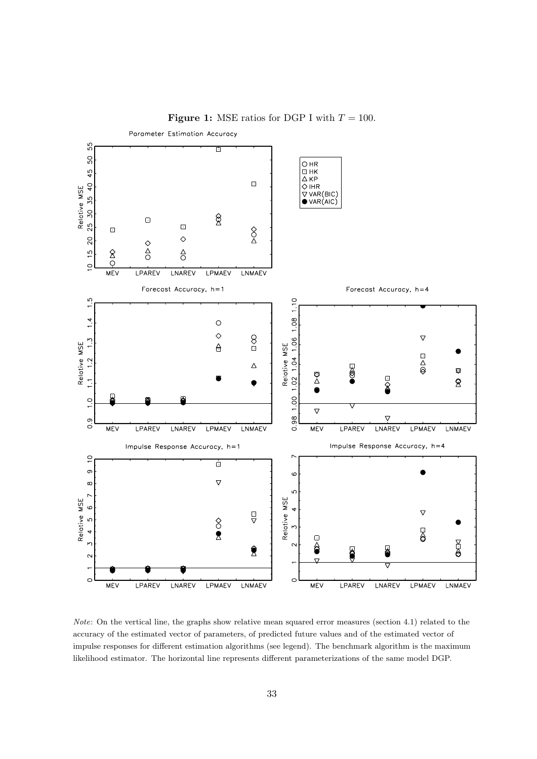**Figure 1:** MSE ratios for DGP I with $T = 100$.

*Note*: On the vertical line, the graphs show relative mean squared error measures (section 4.1) related to the accuracy of the estimated vector of parameters, of predicted future values and of the estimated vector of impulse responses for different estimation algorithms (see legend). The benchmark algorithm is the maximum likelihood estimator. The horizontal line represents different parameterizations of the same model DGP.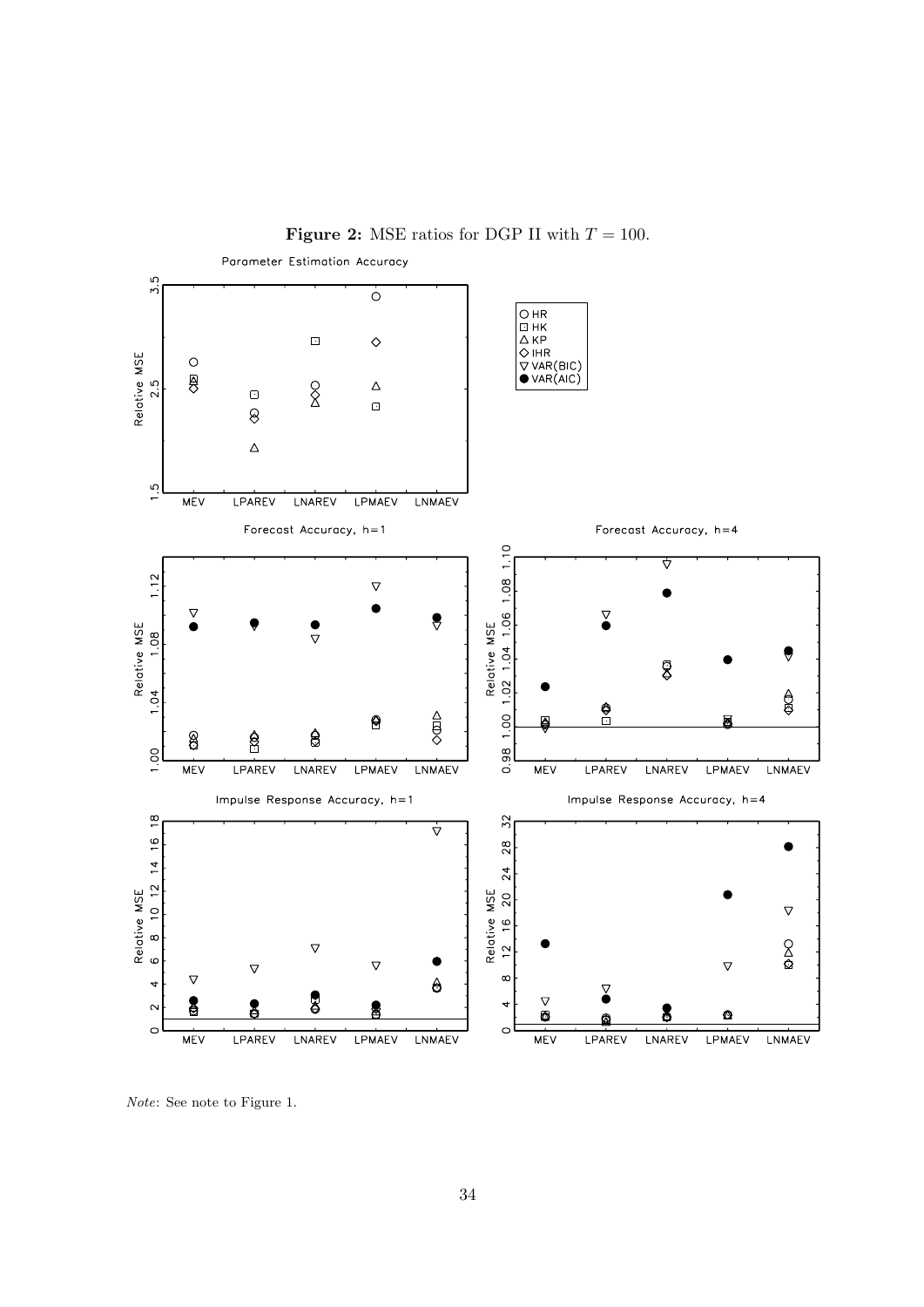**Figure 2:** MSE ratios for DGP II with $T = 100$.

*Note*: See note to Figure 1.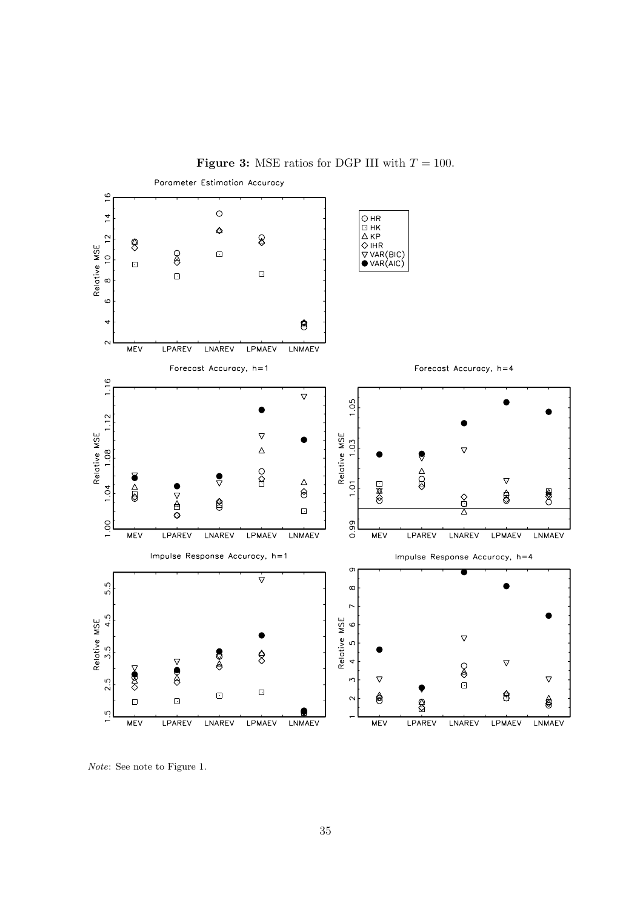**Figure 3:** MSE ratios for DGP III with $T = 100$.

*Note*: See note to Figure 1.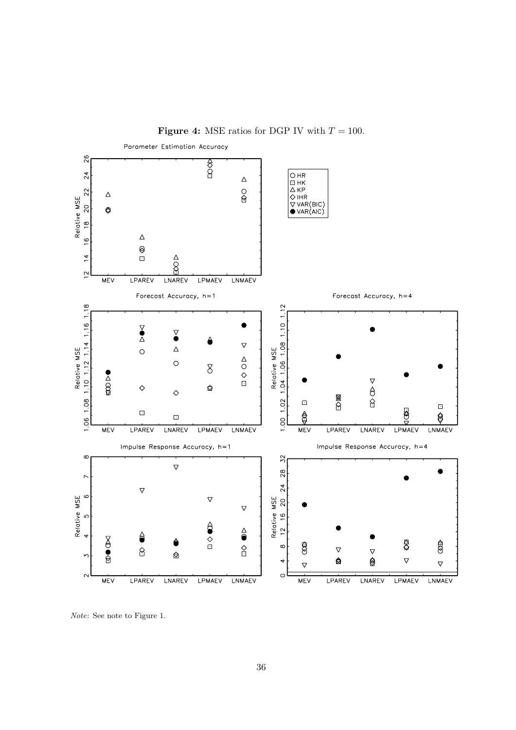**Figure 4:** MSE ratios for DGP IV with $T = 100$.

Parameter Estimation Accuracy

Relative MSE

12 14 16 18 20 22 24 26

MEV LPAREV LNAREV LPMAEV LNMAEV

HR
HK
KP
IHR
VAR(BIC)
VAR(AIC)

Forecast Accuracy, h=1

Relative MSE

1.06 1.08 1.10 1.12 1.14 1.16 1.18

MEV LPAREV LNAREV LPMAEV LNMAEV

Forecast Accuracy, h=4

Relative MSE

1.00 1.02 1.04 1.06 1.08 1.10 1.12

MEV LPAREV LNAREV LPMAEV LNMAEV

Impulse Response Accuracy, h=1

Relative MSE

2 3 4 5 6 7 8

MEV LPAREV LNAREV LPMAEV LNMAEV

Impulse Response Accuracy, h=4

Relative MSE

0 4 8 12 16 20 24 28 32

MEV LPAREV LNAREV LPMAEV LNMAEV

*Note*: See note to Figure 1.